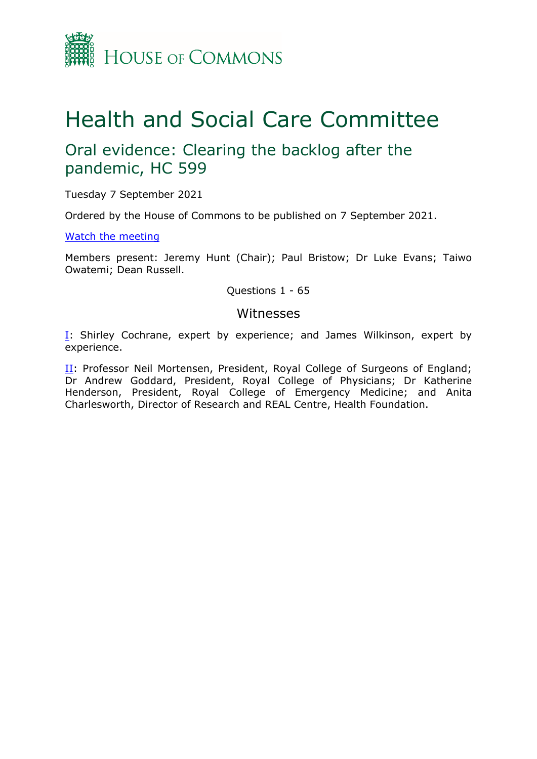House of Commons

# Health and Social Care Committee

## Oral evidence: Clearing the backlog after the pandemic, HC 599

Tuesday 7 September 2021

Ordered by the House of Commons to be published on 7 September 2021.

[Watch the meeting]

Members present: Jeremy Hunt (Chair); Paul Bristow; Dr Luke Evans; Taiwo Owatemi; Dean Russell.

Questions 1 - 65

### Witnesses

[I]: Shirley Cochrane, expert by experience; and James Wilkinson, expert by experience.

[II]: Professor Neil Mortensen, President, Royal College of Surgeons of England; Dr Andrew Goddard, President, Royal College of Physicians; Dr Katherine Henderson, President, Royal College of Emergency Medicine; and Anita Charlesworth, Director of Research and REAL Centre, Health Foundation.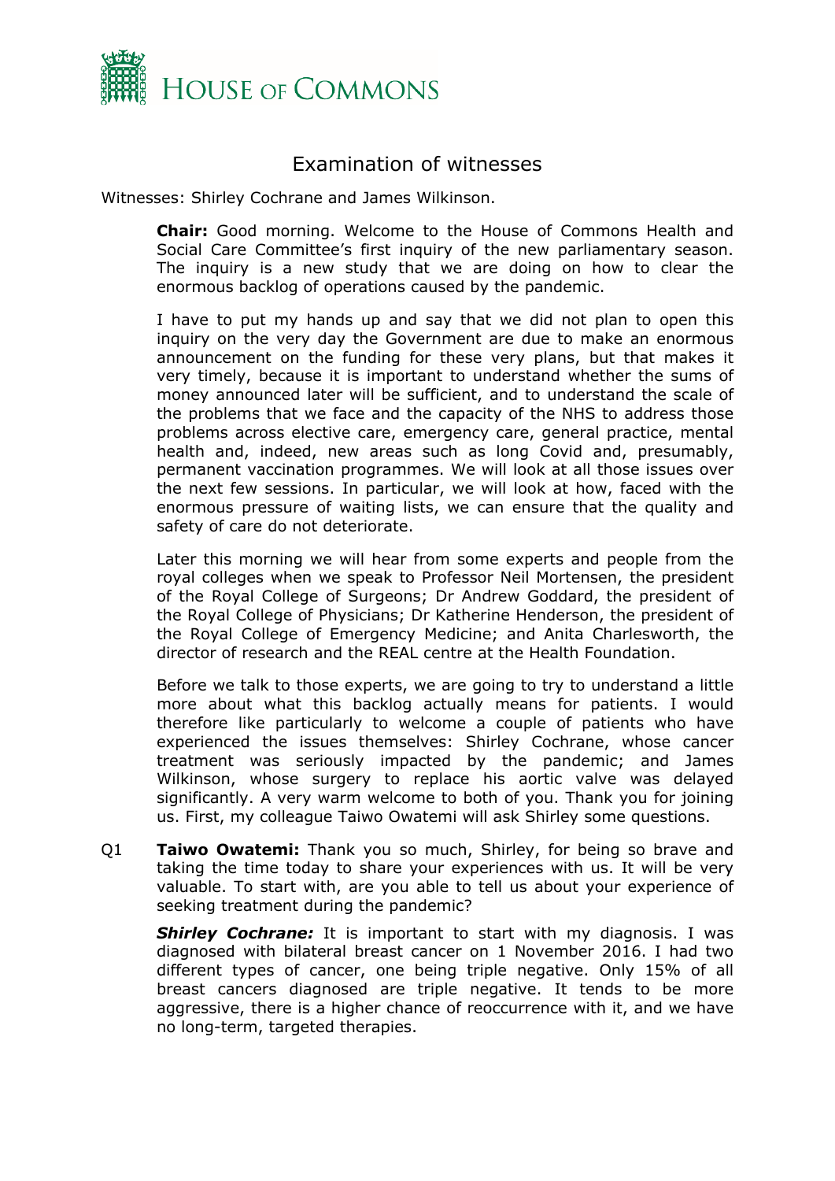# Examination of witnesses

Witnesses: Shirley Cochrane and James Wilkinson.

**Chair:** Good morning. Welcome to the House of Commons Health and Social Care Committee's first inquiry of the new parliamentary season. The inquiry is a new study that we are doing on how to clear the enormous backlog of operations caused by the pandemic.

I have to put my hands up and say that we did not plan to open this inquiry on the very day the Government are due to make an enormous announcement on the funding for these very plans, but that makes it very timely, because it is important to understand whether the sums of money announced later will be sufficient, and to understand the scale of the problems that we face and the capacity of the NHS to address those problems across elective care, emergency care, general practice, mental health and, indeed, new areas such as long Covid and, presumably, permanent vaccination programmes. We will look at all those issues over the next few sessions. In particular, we will look at how, faced with the enormous pressure of waiting lists, we can ensure that the quality and safety of care do not deteriorate.

Later this morning we will hear from some experts and people from the royal colleges when we speak to Professor Neil Mortensen, the president of the Royal College of Surgeons; Dr Andrew Goddard, the president of the Royal College of Physicians; Dr Katherine Henderson, the president of the Royal College of Emergency Medicine; and Anita Charlesworth, the director of research and the REAL centre at the Health Foundation.

Before we talk to those experts, we are going to try to understand a little more about what this backlog actually means for patients. I would therefore like particularly to welcome a couple of patients who have experienced the issues themselves: Shirley Cochrane, whose cancer treatment was seriously impacted by the pandemic; and James Wilkinson, whose surgery to replace his aortic valve was delayed significantly. A very warm welcome to both of you. Thank you for joining us. First, my colleague Taiwo Owatemi will ask Shirley some questions.

Q1 **Taiwo Owatemi:** Thank you so much, Shirley, for being so brave and taking the time today to share your experiences with us. It will be very valuable. To start with, are you able to tell us about your experience of seeking treatment during the pandemic?

***Shirley Cochrane:*** It is important to start with my diagnosis. I was diagnosed with bilateral breast cancer on 1 November 2016. I had two different types of cancer, one being triple negative. Only 15% of all breast cancers diagnosed are triple negative. It tends to be more aggressive, there is a higher chance of reoccurrence with it, and we have no long-term, targeted therapies.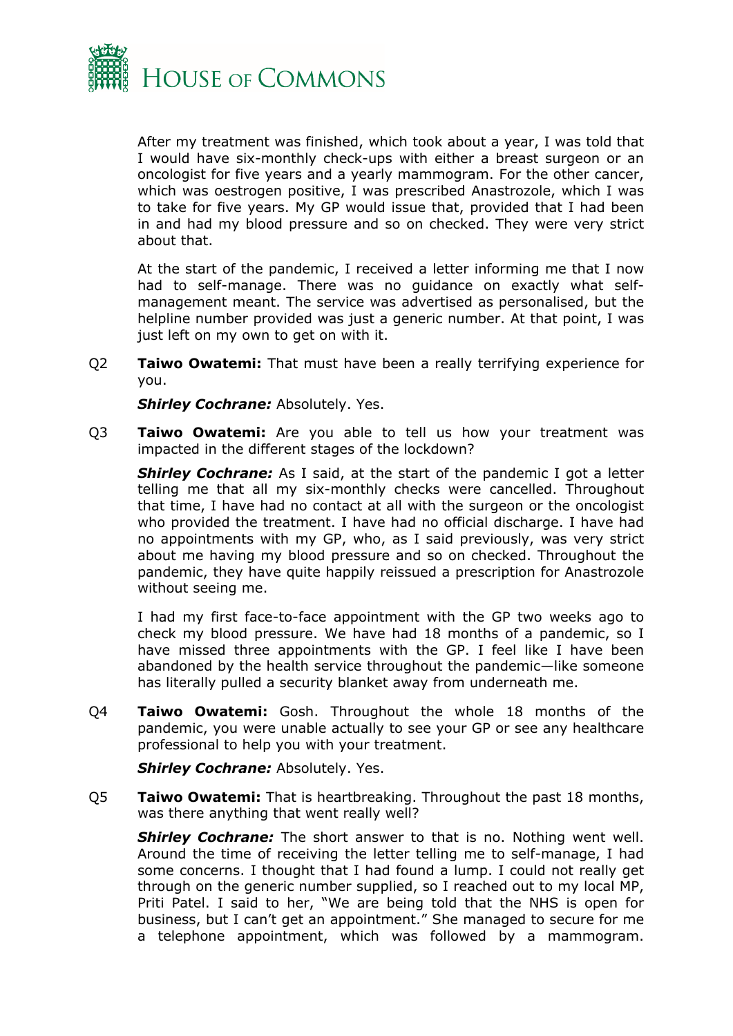After my treatment was finished, which took about a year, I was told that I would have six-monthly check-ups with either a breast surgeon or an oncologist for five years and a yearly mammogram. For the other cancer, which was oestrogen positive, I was prescribed Anastrozole, which I was to take for five years. My GP would issue that, provided that I had been in and had my blood pressure and so on checked. They were very strict about that.

At the start of the pandemic, I received a letter informing me that I now had to self-manage. There was no guidance on exactly what self-management meant. The service was advertised as personalised, but the helpline number provided was just a generic number. At that point, I was just left on my own to get on with it.

Q2 **Taiwo Owatemi:** That must have been a really terrifying experience for you.

***Shirley Cochrane:*** Absolutely. Yes.

Q3 **Taiwo Owatemi:** Are you able to tell us how your treatment was impacted in the different stages of the lockdown?

***Shirley Cochrane:*** As I said, at the start of the pandemic I got a letter telling me that all my six-monthly checks were cancelled. Throughout that time, I have had no contact at all with the surgeon or the oncologist who provided the treatment. I have had no official discharge. I have had no appointments with my GP, who, as I said previously, was very strict about me having my blood pressure and so on checked. Throughout the pandemic, they have quite happily reissued a prescription for Anastrozole without seeing me.

I had my first face-to-face appointment with the GP two weeks ago to check my blood pressure. We have had 18 months of a pandemic, so I have missed three appointments with the GP. I feel like I have been abandoned by the health service throughout the pandemic—like someone has literally pulled a security blanket away from underneath me.

Q4 **Taiwo Owatemi:** Gosh. Throughout the whole 18 months of the pandemic, you were unable actually to see your GP or see any healthcare professional to help you with your treatment.

***Shirley Cochrane:*** Absolutely. Yes.

Q5 **Taiwo Owatemi:** That is heartbreaking. Throughout the past 18 months, was there anything that went really well?

***Shirley Cochrane:*** The short answer to that is no. Nothing went well. Around the time of receiving the letter telling me to self-manage, I had some concerns. I thought that I had found a lump. I could not really get through on the generic number supplied, so I reached out to my local MP, Priti Patel. I said to her, "We are being told that the NHS is open for business, but I can't get an appointment." She managed to secure for me a telephone appointment, which was followed by a mammogram.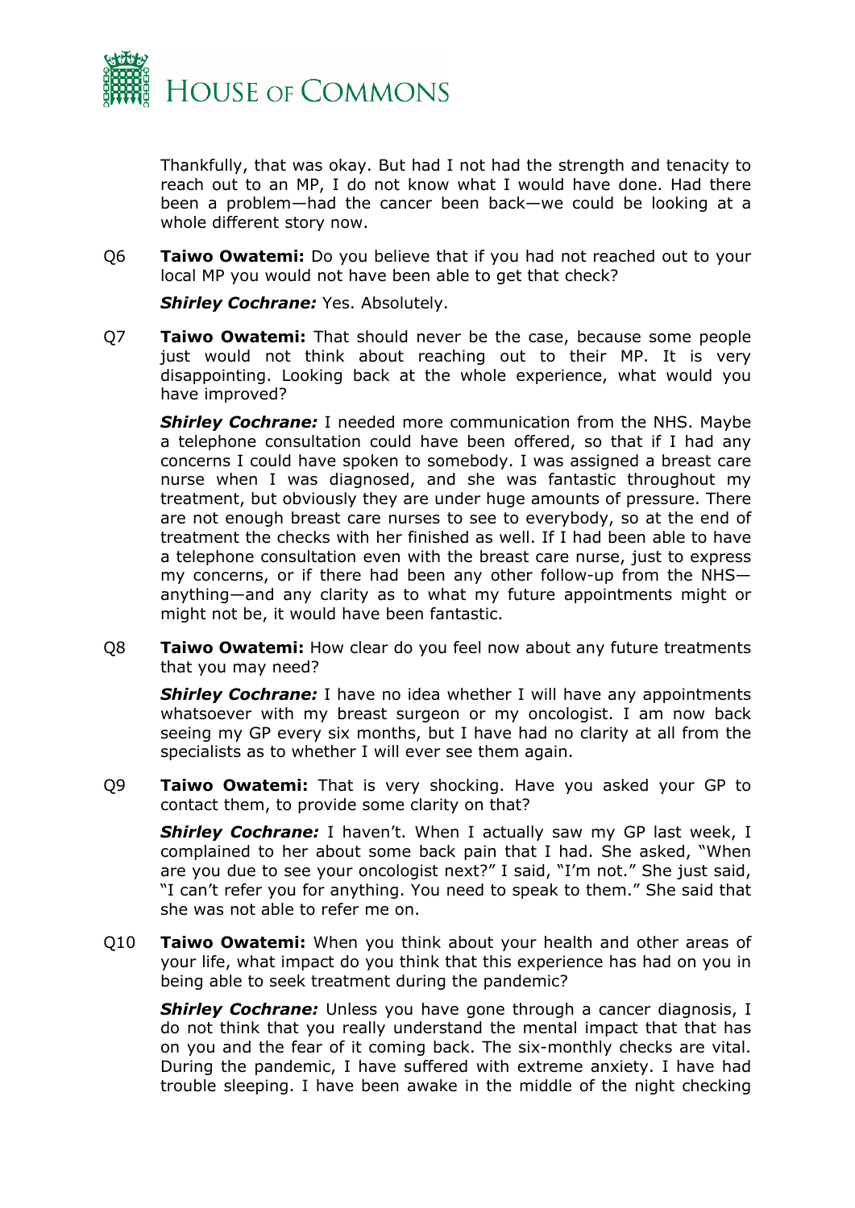Thankfully, that was okay. But had I not had the strength and tenacity to reach out to an MP, I do not know what I would have done. Had there been a problem—had the cancer been back—we could be looking at a whole different story now.

Q6 **Taiwo Owatemi:** Do you believe that if you had not reached out to your local MP you would not have been able to get that check?

***Shirley Cochrane:*** Yes. Absolutely.

Q7 **Taiwo Owatemi:** That should never be the case, because some people just would not think about reaching out to their MP. It is very disappointing. Looking back at the whole experience, what would you have improved?

***Shirley Cochrane:*** I needed more communication from the NHS. Maybe a telephone consultation could have been offered, so that if I had any concerns I could have spoken to somebody. I was assigned a breast care nurse when I was diagnosed, and she was fantastic throughout my treatment, but obviously they are under huge amounts of pressure. There are not enough breast care nurses to see to everybody, so at the end of treatment the checks with her finished as well. If I had been able to have a telephone consultation even with the breast care nurse, just to express my concerns, or if there had been any other follow-up from the NHS—anything—and any clarity as to what my future appointments might or might not be, it would have been fantastic.

Q8 **Taiwo Owatemi:** How clear do you feel now about any future treatments that you may need?

***Shirley Cochrane:*** I have no idea whether I will have any appointments whatsoever with my breast surgeon or my oncologist. I am now back seeing my GP every six months, but I have had no clarity at all from the specialists as to whether I will ever see them again.

Q9 **Taiwo Owatemi:** That is very shocking. Have you asked your GP to contact them, to provide some clarity on that?

***Shirley Cochrane:*** I haven't. When I actually saw my GP last week, I complained to her about some back pain that I had. She asked, "When are you due to see your oncologist next?" I said, "I'm not." She just said, "I can't refer you for anything. You need to speak to them." She said that she was not able to refer me on.

Q10 **Taiwo Owatemi:** When you think about your health and other areas of your life, what impact do you think that this experience has had on you in being able to seek treatment during the pandemic?

***Shirley Cochrane:*** Unless you have gone through a cancer diagnosis, I do not think that you really understand the mental impact that that has on you and the fear of it coming back. The six-monthly checks are vital. During the pandemic, I have suffered with extreme anxiety. I have had trouble sleeping. I have been awake in the middle of the night checking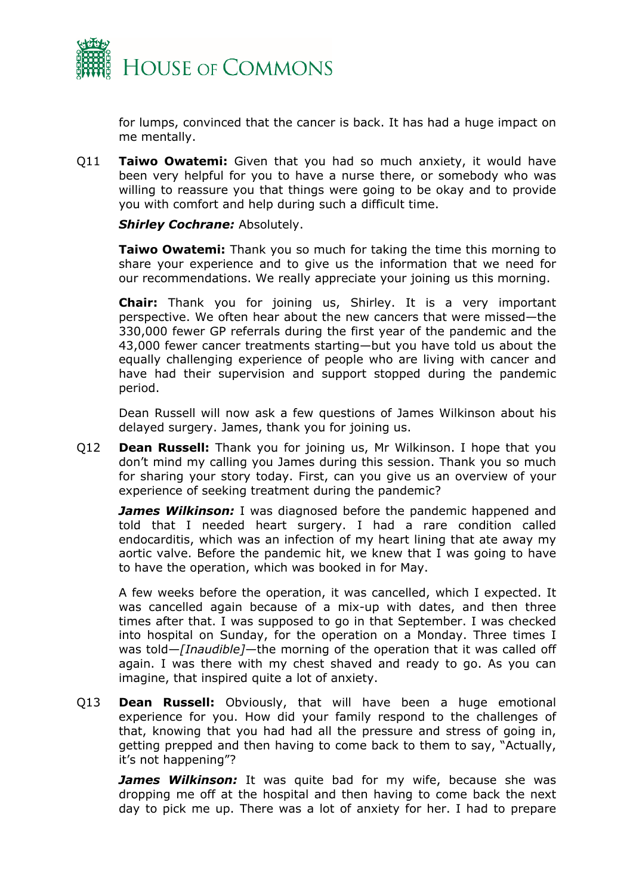for lumps, convinced that the cancer is back. It has had a huge impact on me mentally.

Q11 **Taiwo Owatemi:** Given that you had so much anxiety, it would have been very helpful for you to have a nurse there, or somebody who was willing to reassure you that things were going to be okay and to provide you with comfort and help during such a difficult time.

***Shirley Cochrane:*** Absolutely.

**Taiwo Owatemi:** Thank you so much for taking the time this morning to share your experience and to give us the information that we need for our recommendations. We really appreciate your joining us this morning.

**Chair:** Thank you for joining us, Shirley. It is a very important perspective. We often hear about the new cancers that were missed—the 330,000 fewer GP referrals during the first year of the pandemic and the 43,000 fewer cancer treatments starting—but you have told us about the equally challenging experience of people who are living with cancer and have had their supervision and support stopped during the pandemic period.

Dean Russell will now ask a few questions of James Wilkinson about his delayed surgery. James, thank you for joining us.

Q12 **Dean Russell:** Thank you for joining us, Mr Wilkinson. I hope that you don't mind my calling you James during this session. Thank you so much for sharing your story today. First, can you give us an overview of your experience of seeking treatment during the pandemic?

***James Wilkinson:*** I was diagnosed before the pandemic happened and told that I needed heart surgery. I had a rare condition called endocarditis, which was an infection of my heart lining that ate away my aortic valve. Before the pandemic hit, we knew that I was going to have to have the operation, which was booked in for May.

A few weeks before the operation, it was cancelled, which I expected. It was cancelled again because of a mix-up with dates, and then three times after that. I was supposed to go in that September. I was checked into hospital on Sunday, for the operation on a Monday. Three times I was told—*[Inaudible]*—the morning of the operation that it was called off again. I was there with my chest shaved and ready to go. As you can imagine, that inspired quite a lot of anxiety.

Q13 **Dean Russell:** Obviously, that will have been a huge emotional experience for you. How did your family respond to the challenges of that, knowing that you had had all the pressure and stress of going in, getting prepped and then having to come back to them to say, "Actually, it's not happening"?

***James Wilkinson:*** It was quite bad for my wife, because she was dropping me off at the hospital and then having to come back the next day to pick me up. There was a lot of anxiety for her. I had to prepare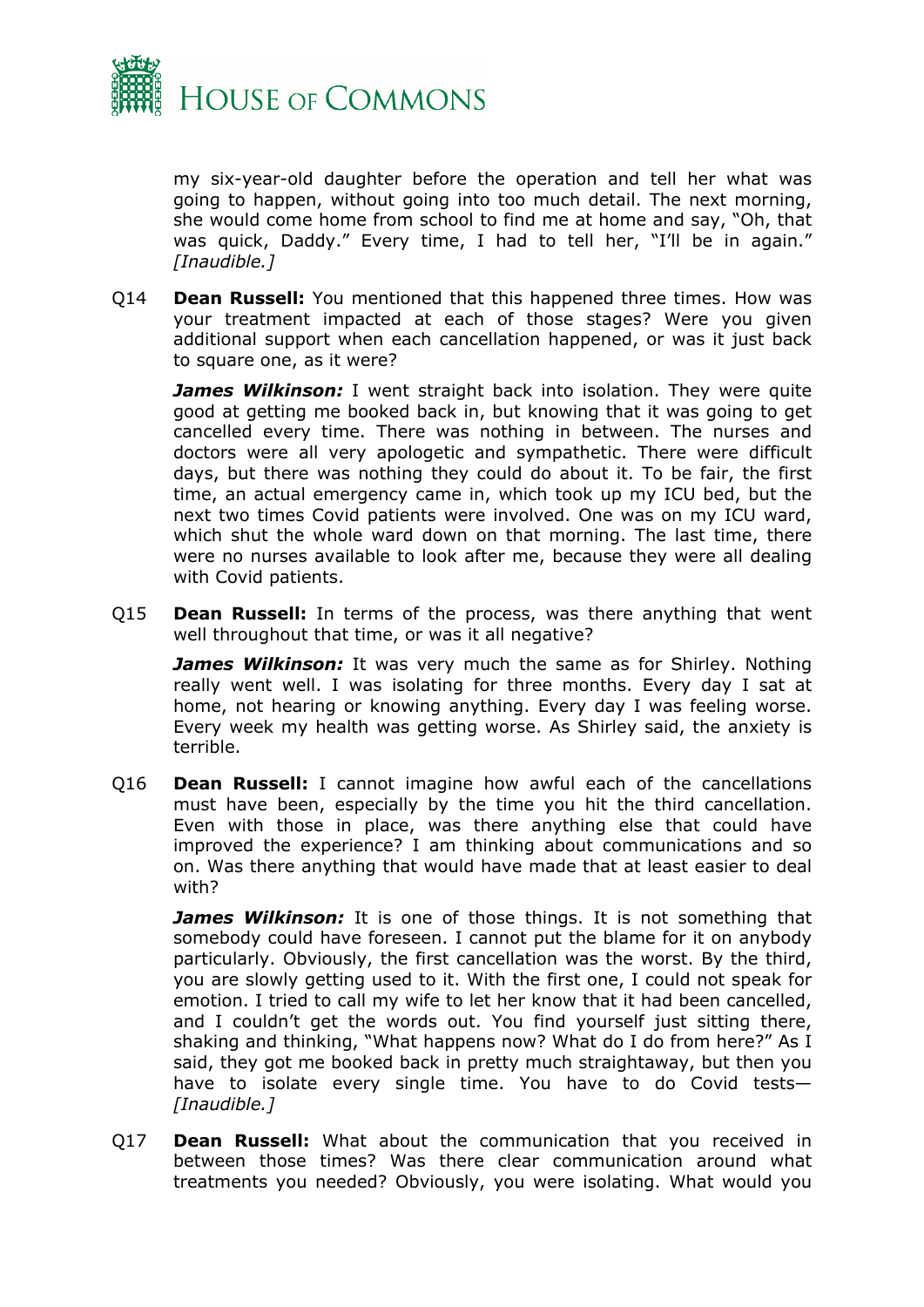my six-year-old daughter before the operation and tell her what was going to happen, without going into too much detail. The next morning, she would come home from school to find me at home and say, "Oh, that was quick, Daddy." Every time, I had to tell her, "I'll be in again." *[Inaudible.]*

Q14 **Dean Russell:** You mentioned that this happened three times. How was your treatment impacted at each of those stages? Were you given additional support when each cancellation happened, or was it just back to square one, as it were?

***James Wilkinson:*** I went straight back into isolation. They were quite good at getting me booked back in, but knowing that it was going to get cancelled every time. There was nothing in between. The nurses and doctors were all very apologetic and sympathetic. There were difficult days, but there was nothing they could do about it. To be fair, the first time, an actual emergency came in, which took up my ICU bed, but the next two times Covid patients were involved. One was on my ICU ward, which shut the whole ward down on that morning. The last time, there were no nurses available to look after me, because they were all dealing with Covid patients.

Q15 **Dean Russell:** In terms of the process, was there anything that went well throughout that time, or was it all negative?

***James Wilkinson:*** It was very much the same as for Shirley. Nothing really went well. I was isolating for three months. Every day I sat at home, not hearing or knowing anything. Every day I was feeling worse. Every week my health was getting worse. As Shirley said, the anxiety is terrible.

Q16 **Dean Russell:** I cannot imagine how awful each of the cancellations must have been, especially by the time you hit the third cancellation. Even with those in place, was there anything else that could have improved the experience? I am thinking about communications and so on. Was there anything that would have made that at least easier to deal with?

***James Wilkinson:*** It is one of those things. It is not something that somebody could have foreseen. I cannot put the blame for it on anybody particularly. Obviously, the first cancellation was the worst. By the third, you are slowly getting used to it. With the first one, I could not speak for emotion. I tried to call my wife to let her know that it had been cancelled, and I couldn't get the words out. You find yourself just sitting there, shaking and thinking, "What happens now? What do I do from here?" As I said, they got me booked back in pretty much straightaway, but then you have to isolate every single time. You have to do Covid tests—*[Inaudible.]*

Q17 **Dean Russell:** What about the communication that you received in between those times? Was there clear communication around what treatments you needed? Obviously, you were isolating. What would you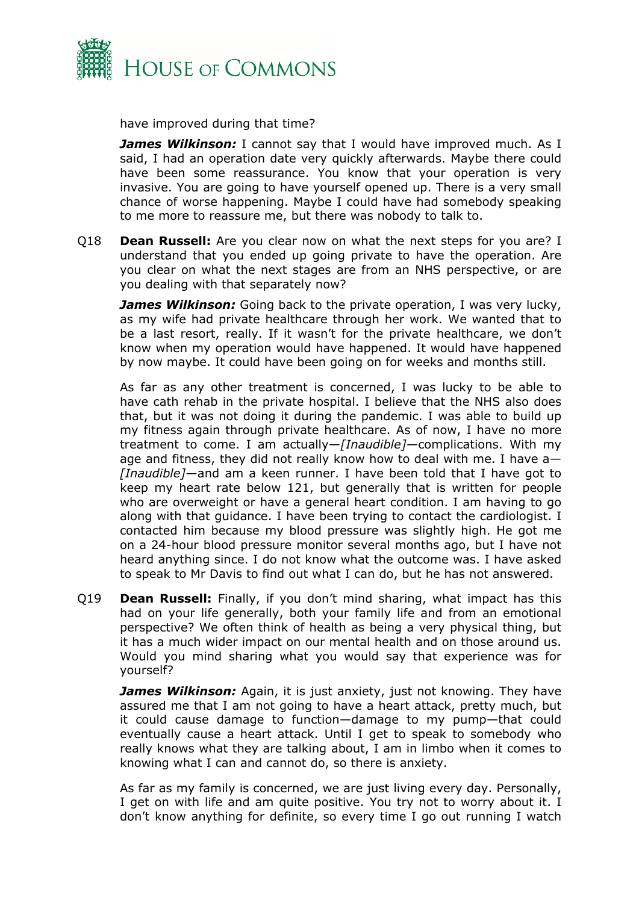have improved during that time?

***James Wilkinson:*** I cannot say that I would have improved much. As I said, I had an operation date very quickly afterwards. Maybe there could have been some reassurance. You know that your operation is very invasive. You are going to have yourself opened up. There is a very small chance of worse happening. Maybe I could have had somebody speaking to me more to reassure me, but there was nobody to talk to.

Q18 **Dean Russell:** Are you clear now on what the next steps for you are? I understand that you ended up going private to have the operation. Are you clear on what the next stages are from an NHS perspective, or are you dealing with that separately now?

***James Wilkinson:*** Going back to the private operation, I was very lucky, as my wife had private healthcare through her work. We wanted that to be a last resort, really. If it wasn't for the private healthcare, we don't know when my operation would have happened. It would have happened by now maybe. It could have been going on for weeks and months still.

As far as any other treatment is concerned, I was lucky to be able to have cath rehab in the private hospital. I believe that the NHS also does that, but it was not doing it during the pandemic. I was able to build up my fitness again through private healthcare. As of now, I have no more treatment to come. I am actually—*[Inaudible]*—complications. With my age and fitness, they did not really know how to deal with me. I have a—*[Inaudible]*—and am a keen runner. I have been told that I have got to keep my heart rate below 121, but generally that is written for people who are overweight or have a general heart condition. I am having to go along with that guidance. I have been trying to contact the cardiologist. I contacted him because my blood pressure was slightly high. He got me on a 24-hour blood pressure monitor several months ago, but I have not heard anything since. I do not know what the outcome was. I have asked to speak to Mr Davis to find out what I can do, but he has not answered.

Q19 **Dean Russell:** Finally, if you don't mind sharing, what impact has this had on your life generally, both your family life and from an emotional perspective? We often think of health as being a very physical thing, but it has a much wider impact on our mental health and on those around us. Would you mind sharing what you would say that experience was for yourself?

***James Wilkinson:*** Again, it is just anxiety, just not knowing. They have assured me that I am not going to have a heart attack, pretty much, but it could cause damage to function—damage to my pump—that could eventually cause a heart attack. Until I get to speak to somebody who really knows what they are talking about, I am in limbo when it comes to knowing what I can and cannot do, so there is anxiety.

As far as my family is concerned, we are just living every day. Personally, I get on with life and am quite positive. You try not to worry about it. I don't know anything for definite, so every time I go out running I watch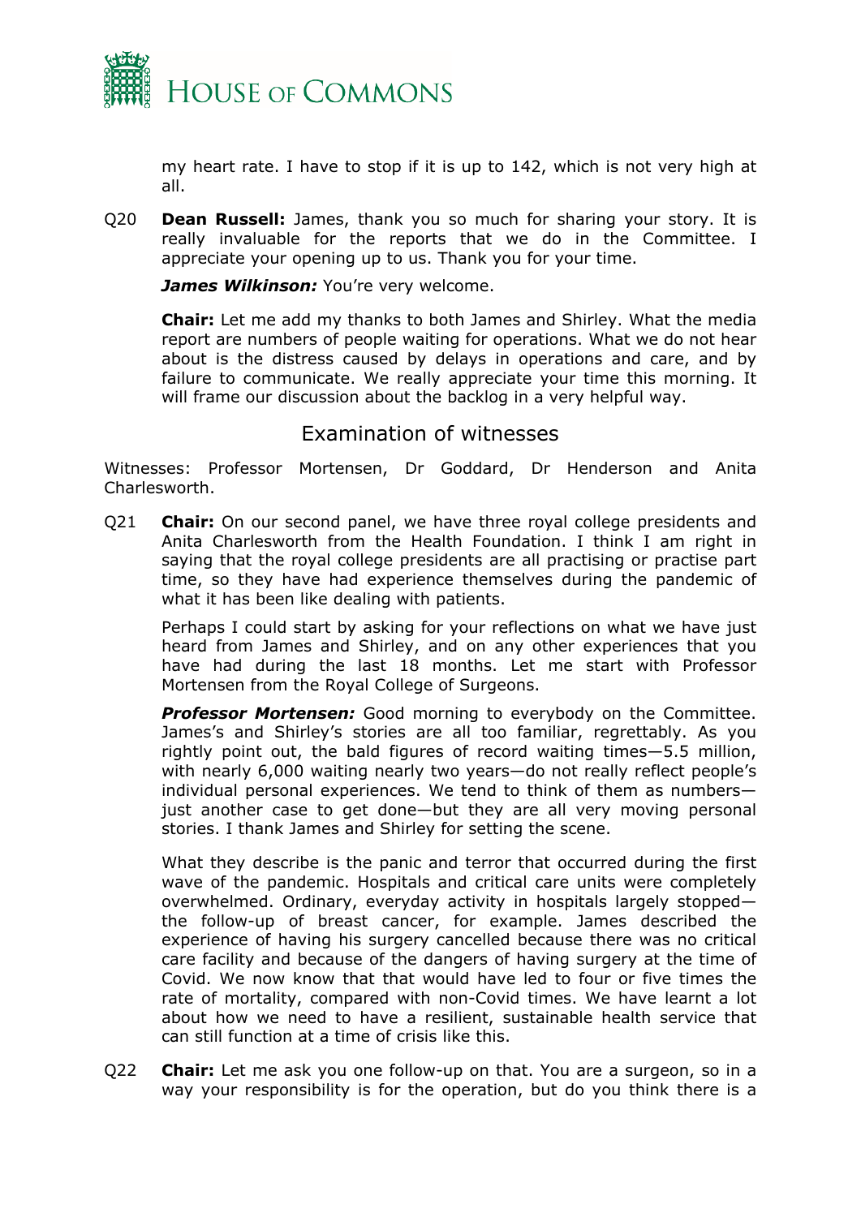my heart rate. I have to stop if it is up to 142, which is not very high at all.

Q20 **Dean Russell:** James, thank you so much for sharing your story. It is really invaluable for the reports that we do in the Committee. I appreciate your opening up to us. Thank you for your time.

***James Wilkinson:*** You're very welcome.

**Chair:** Let me add my thanks to both James and Shirley. What the media report are numbers of people waiting for operations. What we do not hear about is the distress caused by delays in operations and care, and by failure to communicate. We really appreciate your time this morning. It will frame our discussion about the backlog in a very helpful way.

## Examination of witnesses

Witnesses: Professor Mortensen, Dr Goddard, Dr Henderson and Anita Charlesworth.

Q21 **Chair:** On our second panel, we have three royal college presidents and Anita Charlesworth from the Health Foundation. I think I am right in saying that the royal college presidents are all practising or practise part time, so they have had experience themselves during the pandemic of what it has been like dealing with patients.

Perhaps I could start by asking for your reflections on what we have just heard from James and Shirley, and on any other experiences that you have had during the last 18 months. Let me start with Professor Mortensen from the Royal College of Surgeons.

***Professor Mortensen:*** Good morning to everybody on the Committee. James's and Shirley's stories are all too familiar, regrettably. As you rightly point out, the bald figures of record waiting times—5.5 million, with nearly 6,000 waiting nearly two years—do not really reflect people's individual personal experiences. We tend to think of them as numbers—just another case to get done—but they are all very moving personal stories. I thank James and Shirley for setting the scene.

What they describe is the panic and terror that occurred during the first wave of the pandemic. Hospitals and critical care units were completely overwhelmed. Ordinary, everyday activity in hospitals largely stopped—the follow-up of breast cancer, for example. James described the experience of having his surgery cancelled because there was no critical care facility and because of the dangers of having surgery at the time of Covid. We now know that that would have led to four or five times the rate of mortality, compared with non-Covid times. We have learnt a lot about how we need to have a resilient, sustainable health service that can still function at a time of crisis like this.

Q22 **Chair:** Let me ask you one follow-up on that. You are a surgeon, so in a way your responsibility is for the operation, but do you think there is a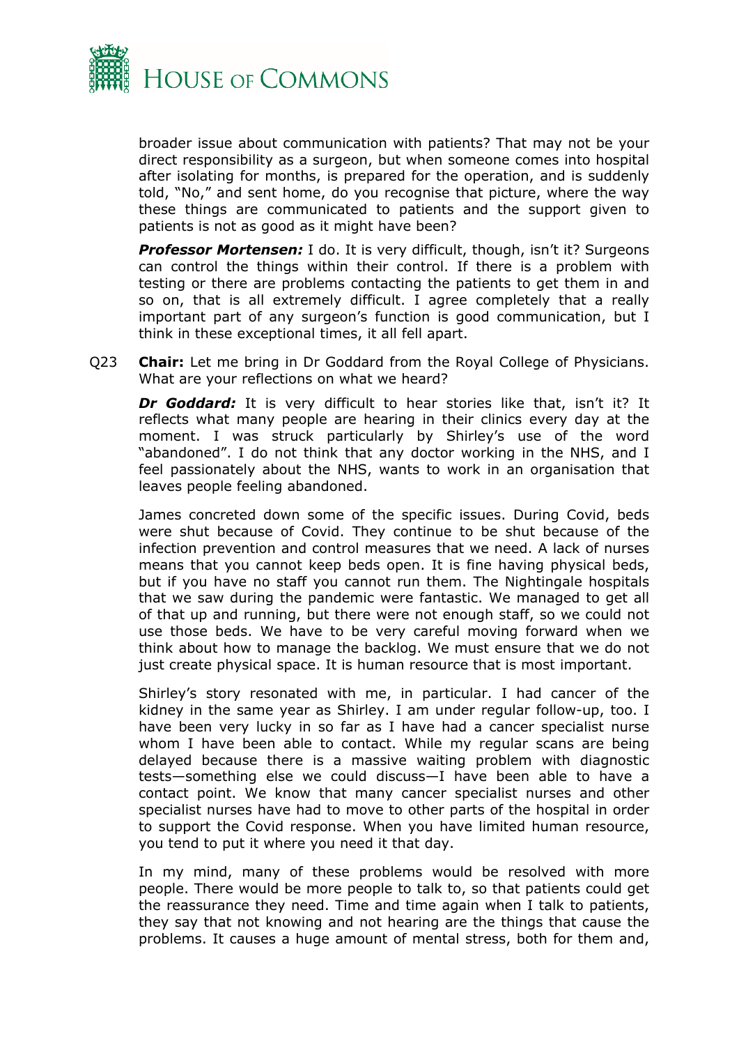broader issue about communication with patients? That may not be your direct responsibility as a surgeon, but when someone comes into hospital after isolating for months, is prepared for the operation, and is suddenly told, "No," and sent home, do you recognise that picture, where the way these things are communicated to patients and the support given to patients is not as good as it might have been?

***Professor Mortensen:*** I do. It is very difficult, though, isn't it? Surgeons can control the things within their control. If there is a problem with testing or there are problems contacting the patients to get them in and so on, that is all extremely difficult. I agree completely that a really important part of any surgeon's function is good communication, but I think in these exceptional times, it all fell apart.

Q23 **Chair:** Let me bring in Dr Goddard from the Royal College of Physicians. What are your reflections on what we heard?

***Dr Goddard:*** It is very difficult to hear stories like that, isn't it? It reflects what many people are hearing in their clinics every day at the moment. I was struck particularly by Shirley's use of the word "abandoned". I do not think that any doctor working in the NHS, and I feel passionately about the NHS, wants to work in an organisation that leaves people feeling abandoned.

James concreted down some of the specific issues. During Covid, beds were shut because of Covid. They continue to be shut because of the infection prevention and control measures that we need. A lack of nurses means that you cannot keep beds open. It is fine having physical beds, but if you have no staff you cannot run them. The Nightingale hospitals that we saw during the pandemic were fantastic. We managed to get all of that up and running, but there were not enough staff, so we could not use those beds. We have to be very careful moving forward when we think about how to manage the backlog. We must ensure that we do not just create physical space. It is human resource that is most important.

Shirley's story resonated with me, in particular. I had cancer of the kidney in the same year as Shirley. I am under regular follow-up, too. I have been very lucky in so far as I have had a cancer specialist nurse whom I have been able to contact. While my regular scans are being delayed because there is a massive waiting problem with diagnostic tests—something else we could discuss—I have been able to have a contact point. We know that many cancer specialist nurses and other specialist nurses have had to move to other parts of the hospital in order to support the Covid response. When you have limited human resource, you tend to put it where you need it that day.

In my mind, many of these problems would be resolved with more people. There would be more people to talk to, so that patients could get the reassurance they need. Time and time again when I talk to patients, they say that not knowing and not hearing are the things that cause the problems. It causes a huge amount of mental stress, both for them and,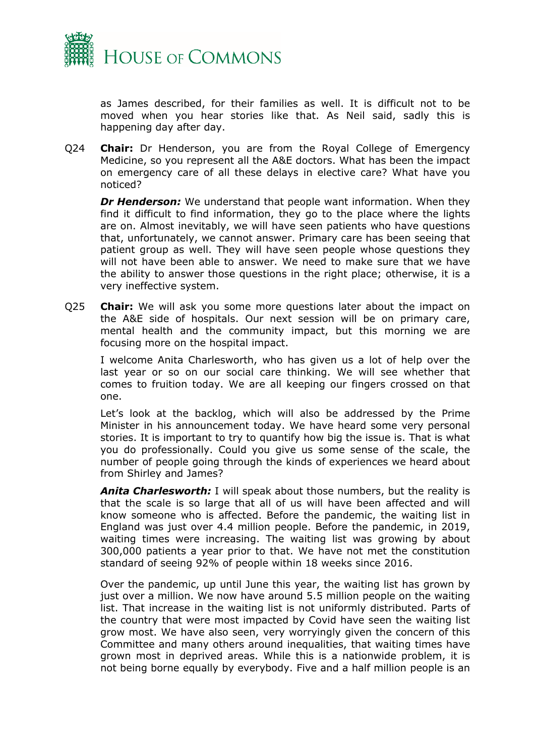as James described, for their families as well. It is difficult not to be moved when you hear stories like that. As Neil said, sadly this is happening day after day.

Q24 **Chair:** Dr Henderson, you are from the Royal College of Emergency Medicine, so you represent all the A&E doctors. What has been the impact on emergency care of all these delays in elective care? What have you noticed?

***Dr Henderson:*** We understand that people want information. When they find it difficult to find information, they go to the place where the lights are on. Almost inevitably, we will have seen patients who have questions that, unfortunately, we cannot answer. Primary care has been seeing that patient group as well. They will have seen people whose questions they will not have been able to answer. We need to make sure that we have the ability to answer those questions in the right place; otherwise, it is a very ineffective system.

Q25 **Chair:** We will ask you some more questions later about the impact on the A&E side of hospitals. Our next session will be on primary care, mental health and the community impact, but this morning we are focusing more on the hospital impact.

I welcome Anita Charlesworth, who has given us a lot of help over the last year or so on our social care thinking. We will see whether that comes to fruition today. We are all keeping our fingers crossed on that one.

Let's look at the backlog, which will also be addressed by the Prime Minister in his announcement today. We have heard some very personal stories. It is important to try to quantify how big the issue is. That is what you do professionally. Could you give us some sense of the scale, the number of people going through the kinds of experiences we heard about from Shirley and James?

***Anita Charlesworth:*** I will speak about those numbers, but the reality is that the scale is so large that all of us will have been affected and will know someone who is affected. Before the pandemic, the waiting list in England was just over 4.4 million people. Before the pandemic, in 2019, waiting times were increasing. The waiting list was growing by about 300,000 patients a year prior to that. We have not met the constitution standard of seeing 92% of people within 18 weeks since 2016.

Over the pandemic, up until June this year, the waiting list has grown by just over a million. We now have around 5.5 million people on the waiting list. That increase in the waiting list is not uniformly distributed. Parts of the country that were most impacted by Covid have seen the waiting list grow most. We have also seen, very worryingly given the concern of this Committee and many others around inequalities, that waiting times have grown most in deprived areas. While this is a nationwide problem, it is not being borne equally by everybody. Five and a half million people is an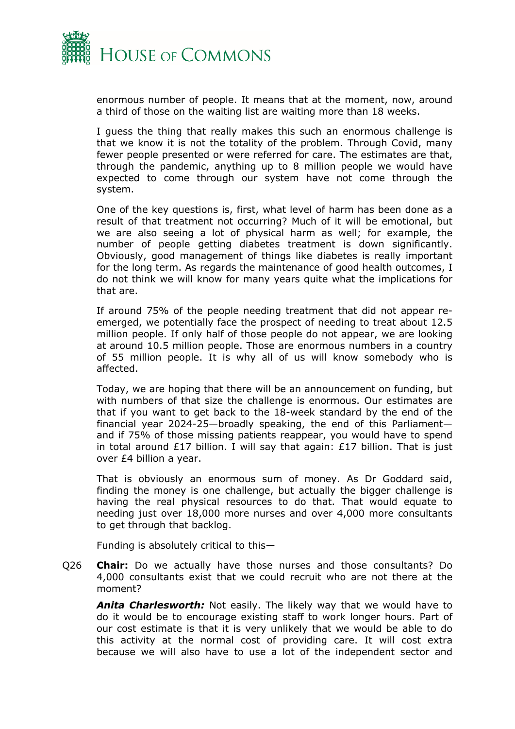enormous number of people. It means that at the moment, now, around a third of those on the waiting list are waiting more than 18 weeks.

I guess the thing that really makes this such an enormous challenge is that we know it is not the totality of the problem. Through Covid, many fewer people presented or were referred for care. The estimates are that, through the pandemic, anything up to 8 million people we would have expected to come through our system have not come through the system.

One of the key questions is, first, what level of harm has been done as a result of that treatment not occurring? Much of it will be emotional, but we are also seeing a lot of physical harm as well; for example, the number of people getting diabetes treatment is down significantly. Obviously, good management of things like diabetes is really important for the long term. As regards the maintenance of good health outcomes, I do not think we will know for many years quite what the implications for that are.

If around 75% of the people needing treatment that did not appear re-emerged, we potentially face the prospect of needing to treat about 12.5 million people. If only half of those people do not appear, we are looking at around 10.5 million people. Those are enormous numbers in a country of 55 million people. It is why all of us will know somebody who is affected.

Today, we are hoping that there will be an announcement on funding, but with numbers of that size the challenge is enormous. Our estimates are that if you want to get back to the 18-week standard by the end of the financial year 2024-25—broadly speaking, the end of this Parliament—and if 75% of those missing patients reappear, you would have to spend in total around £17 billion. I will say that again: £17 billion. That is just over £4 billion a year.

That is obviously an enormous sum of money. As Dr Goddard said, finding the money is one challenge, but actually the bigger challenge is having the real physical resources to do that. That would equate to needing just over 18,000 more nurses and over 4,000 more consultants to get through that backlog.

Funding is absolutely critical to this—

Q26 **Chair:** Do we actually have those nurses and those consultants? Do 4,000 consultants exist that we could recruit who are not there at the moment?

***Anita Charlesworth:*** Not easily. The likely way that we would have to do it would be to encourage existing staff to work longer hours. Part of our cost estimate is that it is very unlikely that we would be able to do this activity at the normal cost of providing care. It will cost extra because we will also have to use a lot of the independent sector and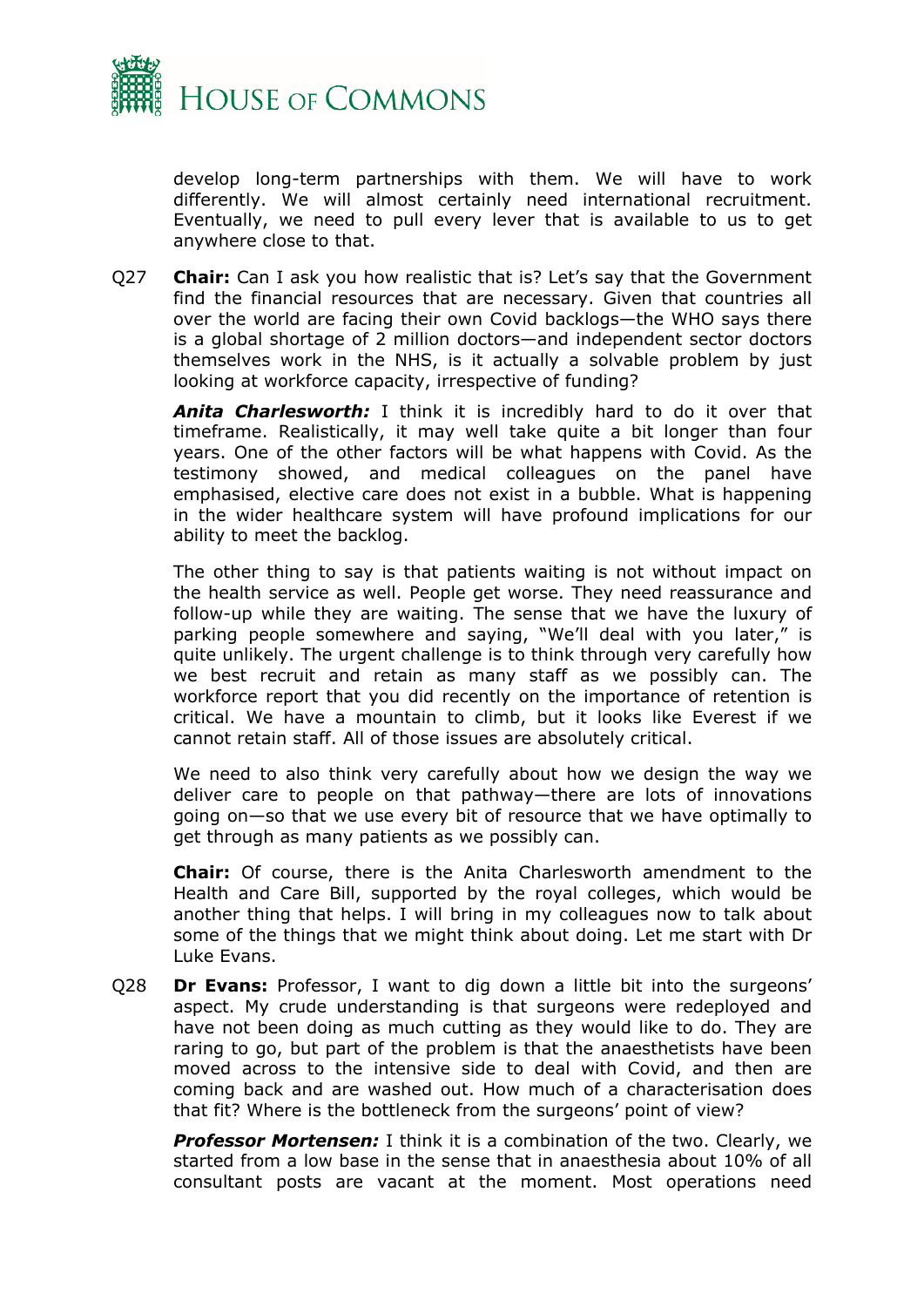develop long-term partnerships with them. We will have to work differently. We will almost certainly need international recruitment. Eventually, we need to pull every lever that is available to us to get anywhere close to that.

Q27 **Chair:** Can I ask you how realistic that is? Let's say that the Government find the financial resources that are necessary. Given that countries all over the world are facing their own Covid backlogs—the WHO says there is a global shortage of 2 million doctors—and independent sector doctors themselves work in the NHS, is it actually a solvable problem by just looking at workforce capacity, irrespective of funding?

***Anita Charlesworth:*** I think it is incredibly hard to do it over that timeframe. Realistically, it may well take quite a bit longer than four years. One of the other factors will be what happens with Covid. As the testimony showed, and medical colleagues on the panel have emphasised, elective care does not exist in a bubble. What is happening in the wider healthcare system will have profound implications for our ability to meet the backlog.

The other thing to say is that patients waiting is not without impact on the health service as well. People get worse. They need reassurance and follow-up while they are waiting. The sense that we have the luxury of parking people somewhere and saying, "We'll deal with you later," is quite unlikely. The urgent challenge is to think through very carefully how we best recruit and retain as many staff as we possibly can. The workforce report that you did recently on the importance of retention is critical. We have a mountain to climb, but it looks like Everest if we cannot retain staff. All of those issues are absolutely critical.

We need to also think very carefully about how we design the way we deliver care to people on that pathway—there are lots of innovations going on—so that we use every bit of resource that we have optimally to get through as many patients as we possibly can.

**Chair:** Of course, there is the Anita Charlesworth amendment to the Health and Care Bill, supported by the royal colleges, which would be another thing that helps. I will bring in my colleagues now to talk about some of the things that we might think about doing. Let me start with Dr Luke Evans.

Q28 **Dr Evans:** Professor, I want to dig down a little bit into the surgeons' aspect. My crude understanding is that surgeons were redeployed and have not been doing as much cutting as they would like to do. They are raring to go, but part of the problem is that the anaesthetists have been moved across to the intensive side to deal with Covid, and then are coming back and are washed out. How much of a characterisation does that fit? Where is the bottleneck from the surgeons' point of view?

***Professor Mortensen:*** I think it is a combination of the two. Clearly, we started from a low base in the sense that in anaesthesia about 10% of all consultant posts are vacant at the moment. Most operations need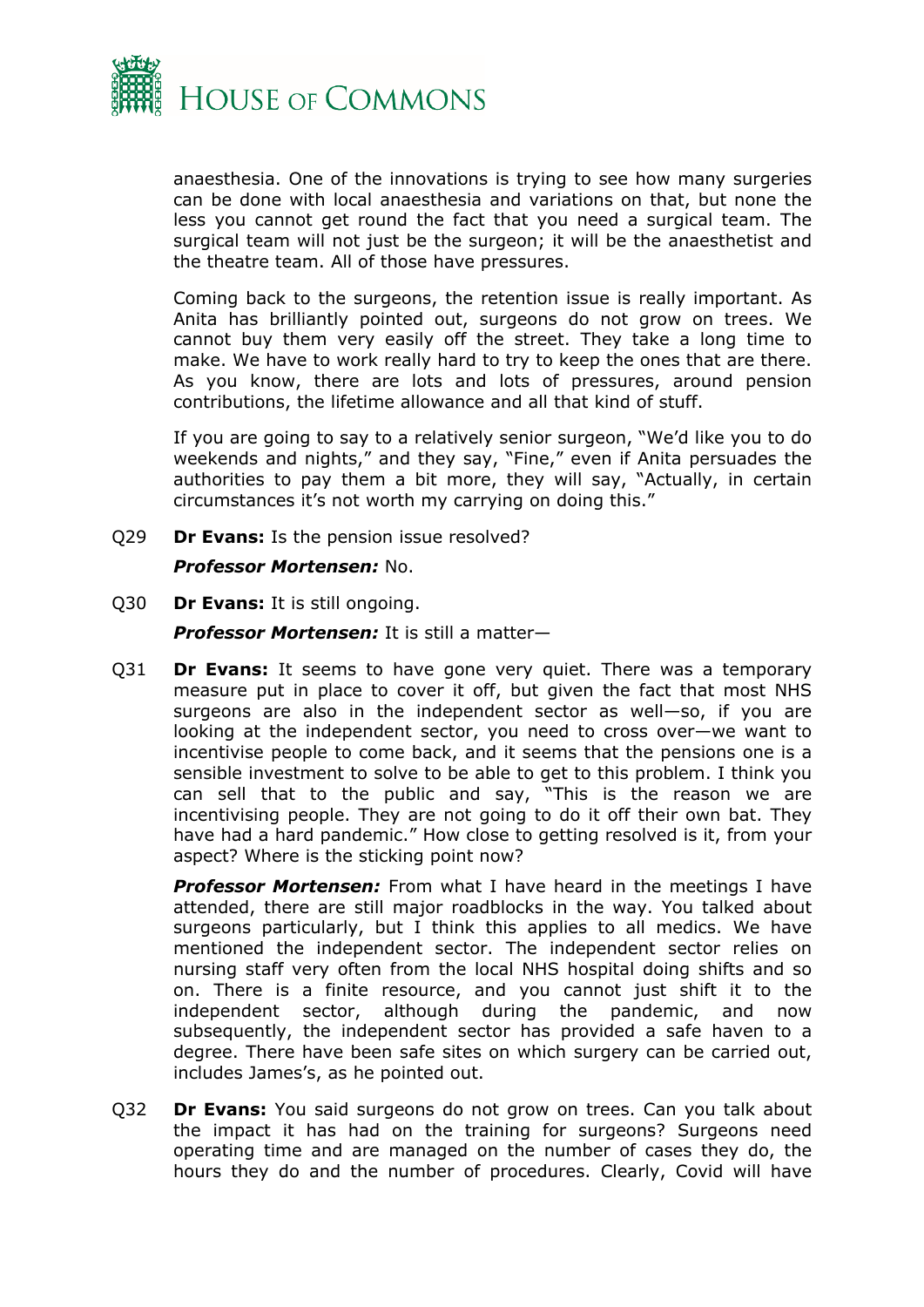anaesthesia. One of the innovations is trying to see how many surgeries can be done with local anaesthesia and variations on that, but none the less you cannot get round the fact that you need a surgical team. The surgical team will not just be the surgeon; it will be the anaesthetist and the theatre team. All of those have pressures.

Coming back to the surgeons, the retention issue is really important. As Anita has brilliantly pointed out, surgeons do not grow on trees. We cannot buy them very easily off the street. They take a long time to make. We have to work really hard to try to keep the ones that are there. As you know, there are lots and lots of pressures, around pension contributions, the lifetime allowance and all that kind of stuff.

If you are going to say to a relatively senior surgeon, "We'd like you to do weekends and nights," and they say, "Fine," even if Anita persuades the authorities to pay them a bit more, they will say, "Actually, in certain circumstances it's not worth my carrying on doing this."

Q29 **Dr Evans:** Is the pension issue resolved?

***Professor Mortensen:*** No.

Q30 **Dr Evans:** It is still ongoing.

***Professor Mortensen:*** It is still a matter—

Q31 **Dr Evans:** It seems to have gone very quiet. There was a temporary measure put in place to cover it off, but given the fact that most NHS surgeons are also in the independent sector as well—so, if you are looking at the independent sector, you need to cross over—we want to incentivise people to come back, and it seems that the pensions one is a sensible investment to solve to be able to get to this problem. I think you can sell that to the public and say, "This is the reason we are incentivising people. They are not going to do it off their own bat. They have had a hard pandemic." How close to getting resolved is it, from your aspect? Where is the sticking point now?

***Professor Mortensen:*** From what I have heard in the meetings I have attended, there are still major roadblocks in the way. You talked about surgeons particularly, but I think this applies to all medics. We have mentioned the independent sector. The independent sector relies on nursing staff very often from the local NHS hospital doing shifts and so on. There is a finite resource, and you cannot just shift it to the independent sector, although during the pandemic, and now subsequently, the independent sector has provided a safe haven to a degree. There have been safe sites on which surgery can be carried out, includes James's, as he pointed out.

Q32 **Dr Evans:** You said surgeons do not grow on trees. Can you talk about the impact it has had on the training for surgeons? Surgeons need operating time and are managed on the number of cases they do, the hours they do and the number of procedures. Clearly, Covid will have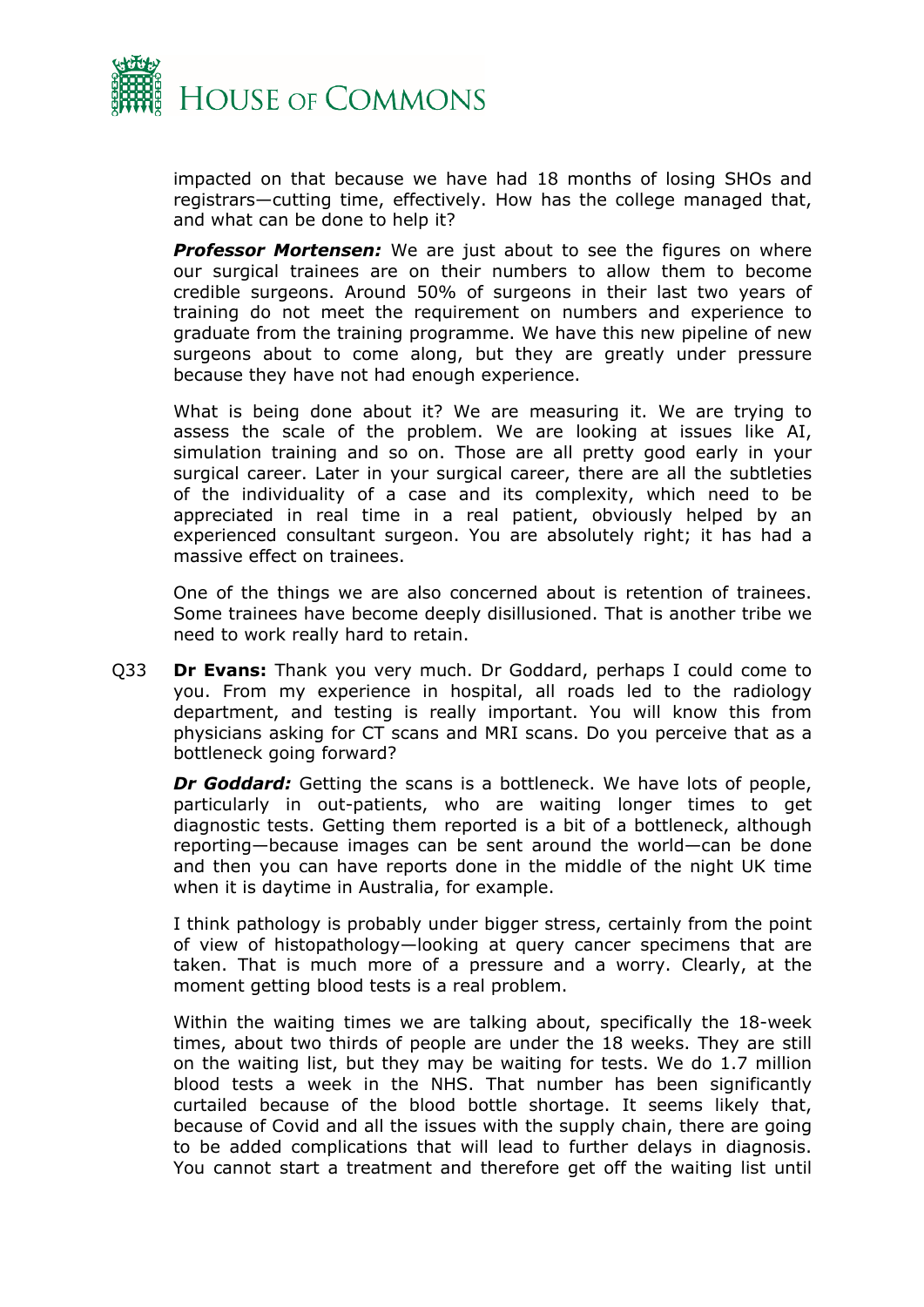impacted on that because we have had 18 months of losing SHOs and registrars—cutting time, effectively. How has the college managed that, and what can be done to help it?

***Professor Mortensen:*** We are just about to see the figures on where our surgical trainees are on their numbers to allow them to become credible surgeons. Around 50% of surgeons in their last two years of training do not meet the requirement on numbers and experience to graduate from the training programme. We have this new pipeline of new surgeons about to come along, but they are greatly under pressure because they have not had enough experience.

What is being done about it? We are measuring it. We are trying to assess the scale of the problem. We are looking at issues like AI, simulation training and so on. Those are all pretty good early in your surgical career. Later in your surgical career, there are all the subtleties of the individuality of a case and its complexity, which need to be appreciated in real time in a real patient, obviously helped by an experienced consultant surgeon. You are absolutely right; it has had a massive effect on trainees.

One of the things we are also concerned about is retention of trainees. Some trainees have become deeply disillusioned. That is another tribe we need to work really hard to retain.

Q33 **Dr Evans:** Thank you very much. Dr Goddard, perhaps I could come to you. From my experience in hospital, all roads led to the radiology department, and testing is really important. You will know this from physicians asking for CT scans and MRI scans. Do you perceive that as a bottleneck going forward?

***Dr Goddard:*** Getting the scans is a bottleneck. We have lots of people, particularly in out-patients, who are waiting longer times to get diagnostic tests. Getting them reported is a bit of a bottleneck, although reporting—because images can be sent around the world—can be done and then you can have reports done in the middle of the night UK time when it is daytime in Australia, for example.

I think pathology is probably under bigger stress, certainly from the point of view of histopathology—looking at query cancer specimens that are taken. That is much more of a pressure and a worry. Clearly, at the moment getting blood tests is a real problem.

Within the waiting times we are talking about, specifically the 18-week times, about two thirds of people are under the 18 weeks. They are still on the waiting list, but they may be waiting for tests. We do 1.7 million blood tests a week in the NHS. That number has been significantly curtailed because of the blood bottle shortage. It seems likely that, because of Covid and all the issues with the supply chain, there are going to be added complications that will lead to further delays in diagnosis. You cannot start a treatment and therefore get off the waiting list until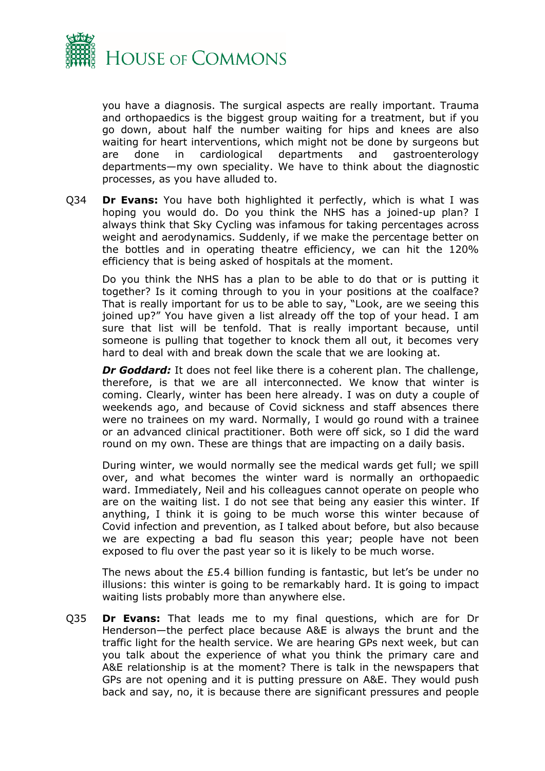you have a diagnosis. The surgical aspects are really important. Trauma and orthopaedics is the biggest group waiting for a treatment, but if you go down, about half the number waiting for hips and knees are also waiting for heart interventions, which might not be done by surgeons but are done in cardiological departments and gastroenterology departments—my own speciality. We have to think about the diagnostic processes, as you have alluded to.

Q34 **Dr Evans:** You have both highlighted it perfectly, which is what I was hoping you would do. Do you think the NHS has a joined-up plan? I always think that Sky Cycling was infamous for taking percentages across weight and aerodynamics. Suddenly, if we make the percentage better on the bottles and in operating theatre efficiency, we can hit the 120% efficiency that is being asked of hospitals at the moment.

Do you think the NHS has a plan to be able to do that or is putting it together? Is it coming through to you in your positions at the coalface? That is really important for us to be able to say, "Look, are we seeing this joined up?" You have given a list already off the top of your head. I am sure that list will be tenfold. That is really important because, until someone is pulling that together to knock them all out, it becomes very hard to deal with and break down the scale that we are looking at.

***Dr Goddard:*** It does not feel like there is a coherent plan. The challenge, therefore, is that we are all interconnected. We know that winter is coming. Clearly, winter has been here already. I was on duty a couple of weekends ago, and because of Covid sickness and staff absences there were no trainees on my ward. Normally, I would go round with a trainee or an advanced clinical practitioner. Both were off sick, so I did the ward round on my own. These are things that are impacting on a daily basis.

During winter, we would normally see the medical wards get full; we spill over, and what becomes the winter ward is normally an orthopaedic ward. Immediately, Neil and his colleagues cannot operate on people who are on the waiting list. I do not see that being any easier this winter. If anything, I think it is going to be much worse this winter because of Covid infection and prevention, as I talked about before, but also because we are expecting a bad flu season this year; people have not been exposed to flu over the past year so it is likely to be much worse.

The news about the £5.4 billion funding is fantastic, but let's be under no illusions: this winter is going to be remarkably hard. It is going to impact waiting lists probably more than anywhere else.

Q35 **Dr Evans:** That leads me to my final questions, which are for Dr Henderson—the perfect place because A&E is always the brunt and the traffic light for the health service. We are hearing GPs next week, but can you talk about the experience of what you think the primary care and A&E relationship is at the moment? There is talk in the newspapers that GPs are not opening and it is putting pressure on A&E. They would push back and say, no, it is because there are significant pressures and people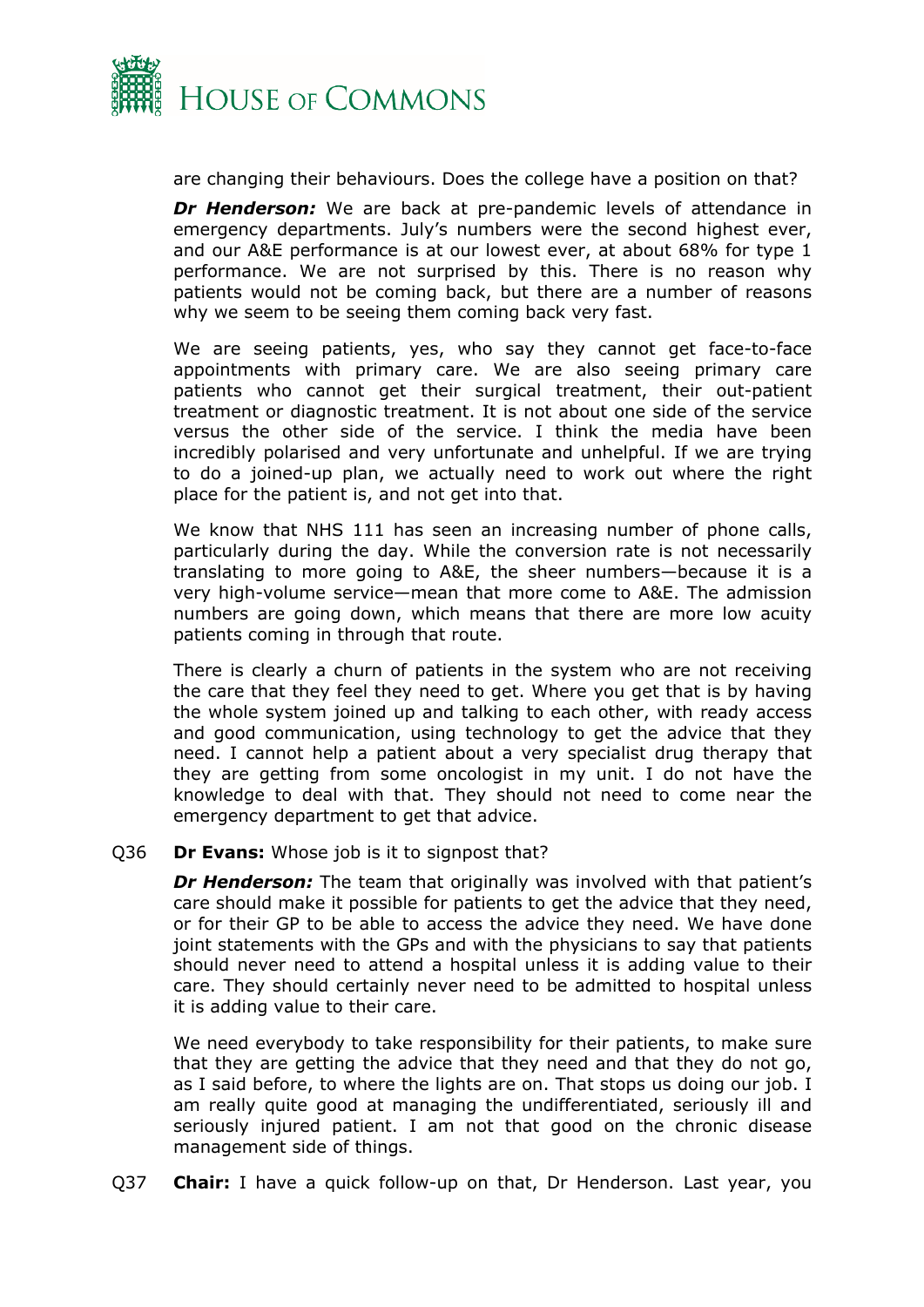are changing their behaviours. Does the college have a position on that?

***Dr Henderson:*** We are back at pre-pandemic levels of attendance in emergency departments. July's numbers were the second highest ever, and our A&E performance is at our lowest ever, at about 68% for type 1 performance. We are not surprised by this. There is no reason why patients would not be coming back, but there are a number of reasons why we seem to be seeing them coming back very fast.

We are seeing patients, yes, who say they cannot get face-to-face appointments with primary care. We are also seeing primary care patients who cannot get their surgical treatment, their out-patient treatment or diagnostic treatment. It is not about one side of the service versus the other side of the service. I think the media have been incredibly polarised and very unfortunate and unhelpful. If we are trying to do a joined-up plan, we actually need to work out where the right place for the patient is, and not get into that.

We know that NHS 111 has seen an increasing number of phone calls, particularly during the day. While the conversion rate is not necessarily translating to more going to A&E, the sheer numbers—because it is a very high-volume service—mean that more come to A&E. The admission numbers are going down, which means that there are more low acuity patients coming in through that route.

There is clearly a churn of patients in the system who are not receiving the care that they feel they need to get. Where you get that is by having the whole system joined up and talking to each other, with ready access and good communication, using technology to get the advice that they need. I cannot help a patient about a very specialist drug therapy that they are getting from some oncologist in my unit. I do not have the knowledge to deal with that. They should not need to come near the emergency department to get that advice.

Q36 **Dr Evans:** Whose job is it to signpost that?

***Dr Henderson:*** The team that originally was involved with that patient's care should make it possible for patients to get the advice that they need, or for their GP to be able to access the advice they need. We have done joint statements with the GPs and with the physicians to say that patients should never need to attend a hospital unless it is adding value to their care. They should certainly never need to be admitted to hospital unless it is adding value to their care.

We need everybody to take responsibility for their patients, to make sure that they are getting the advice that they need and that they do not go, as I said before, to where the lights are on. That stops us doing our job. I am really quite good at managing the undifferentiated, seriously ill and seriously injured patient. I am not that good on the chronic disease management side of things.

Q37 **Chair:** I have a quick follow-up on that, Dr Henderson. Last year, you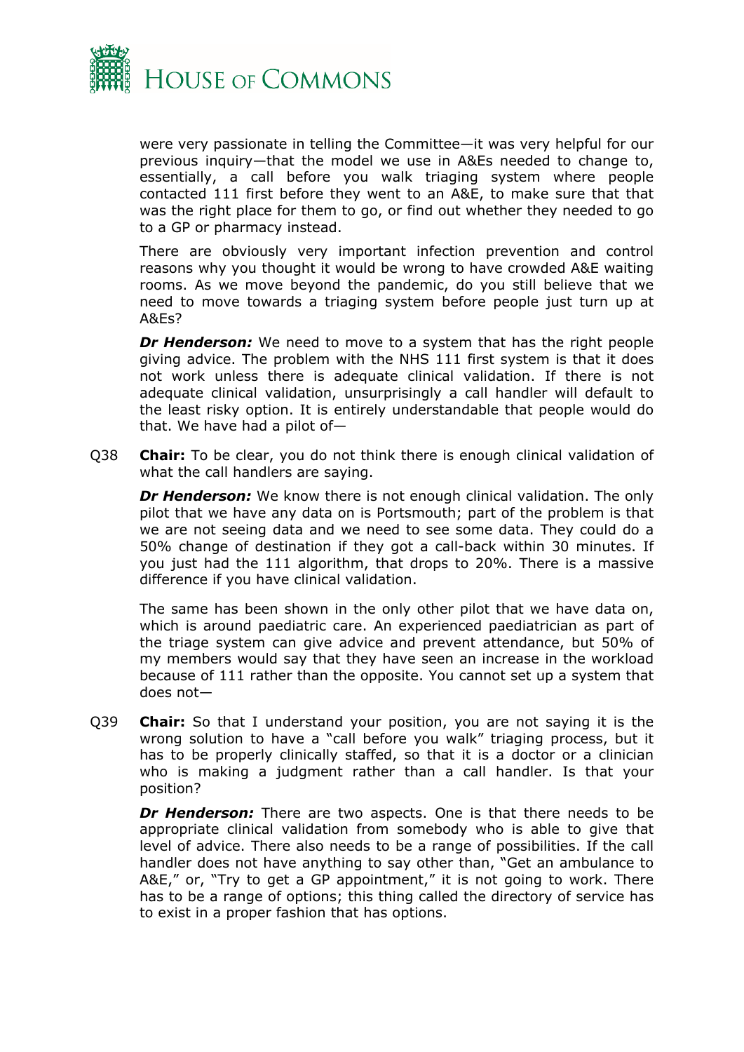were very passionate in telling the Committee—it was very helpful for our previous inquiry—that the model we use in A&Es needed to change to, essentially, a call before you walk triaging system where people contacted 111 first before they went to an A&E, to make sure that that was the right place for them to go, or find out whether they needed to go to a GP or pharmacy instead.

There are obviously very important infection prevention and control reasons why you thought it would be wrong to have crowded A&E waiting rooms. As we move beyond the pandemic, do you still believe that we need to move towards a triaging system before people just turn up at A&Es?

***Dr Henderson:*** We need to move to a system that has the right people giving advice. The problem with the NHS 111 first system is that it does not work unless there is adequate clinical validation. If there is not adequate clinical validation, unsurprisingly a call handler will default to the least risky option. It is entirely understandable that people would do that. We have had a pilot of—

Q38 **Chair:** To be clear, you do not think there is enough clinical validation of what the call handlers are saying.

***Dr Henderson:*** We know there is not enough clinical validation. The only pilot that we have any data on is Portsmouth; part of the problem is that we are not seeing data and we need to see some data. They could do a 50% change of destination if they got a call-back within 30 minutes. If you just had the 111 algorithm, that drops to 20%. There is a massive difference if you have clinical validation.

The same has been shown in the only other pilot that we have data on, which is around paediatric care. An experienced paediatrician as part of the triage system can give advice and prevent attendance, but 50% of my members would say that they have seen an increase in the workload because of 111 rather than the opposite. You cannot set up a system that does not—

Q39 **Chair:** So that I understand your position, you are not saying it is the wrong solution to have a "call before you walk" triaging process, but it has to be properly clinically staffed, so that it is a doctor or a clinician who is making a judgment rather than a call handler. Is that your position?

***Dr Henderson:*** There are two aspects. One is that there needs to be appropriate clinical validation from somebody who is able to give that level of advice. There also needs to be a range of possibilities. If the call handler does not have anything to say other than, "Get an ambulance to A&E," or, "Try to get a GP appointment," it is not going to work. There has to be a range of options; this thing called the directory of service has to exist in a proper fashion that has options.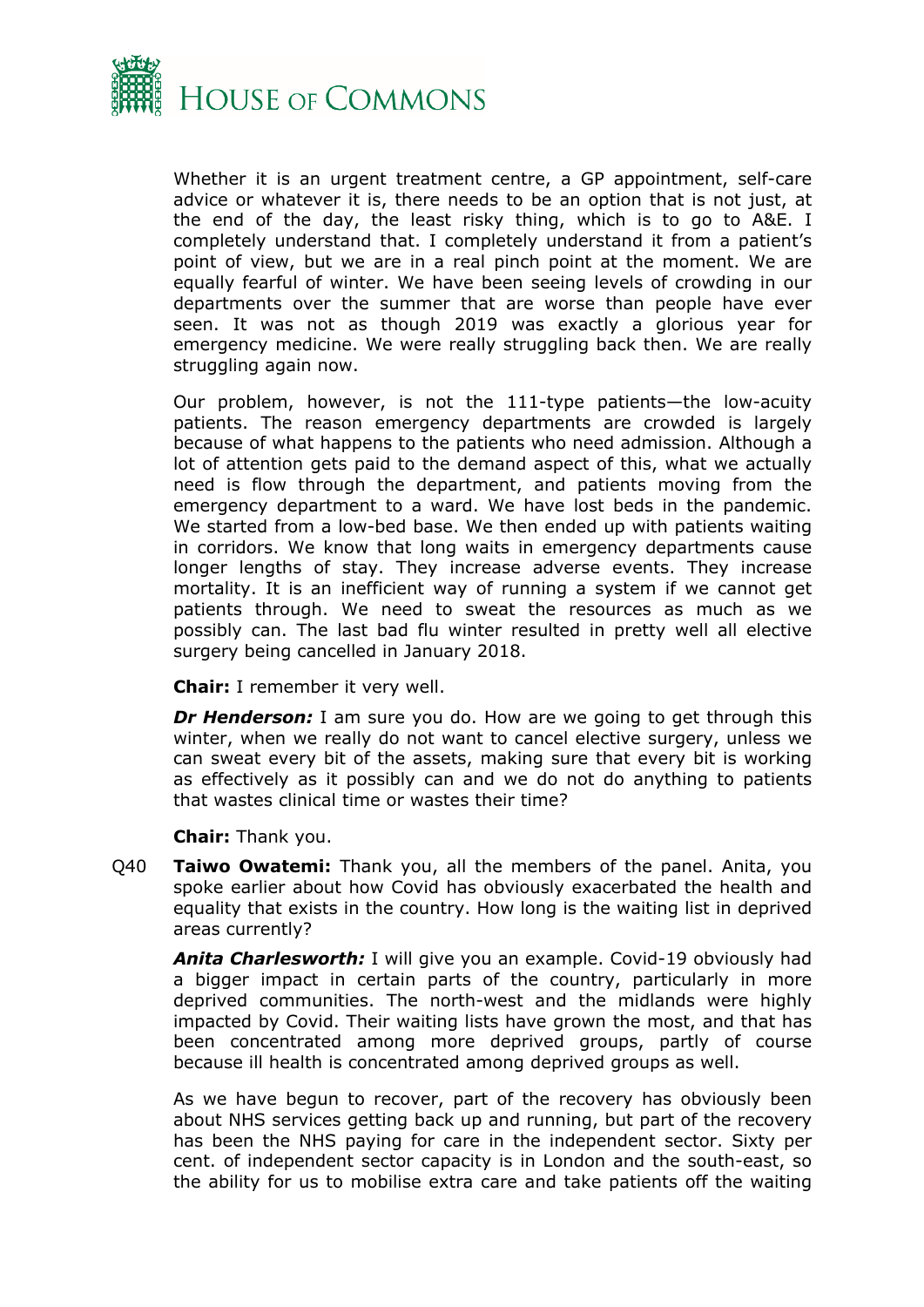Whether it is an urgent treatment centre, a GP appointment, self-care advice or whatever it is, there needs to be an option that is not just, at the end of the day, the least risky thing, which is to go to A&E. I completely understand that. I completely understand it from a patient's point of view, but we are in a real pinch point at the moment. We are equally fearful of winter. We have been seeing levels of crowding in our departments over the summer that are worse than people have ever seen. It was not as though 2019 was exactly a glorious year for emergency medicine. We were really struggling back then. We are really struggling again now.

Our problem, however, is not the 111-type patients—the low-acuity patients. The reason emergency departments are crowded is largely because of what happens to the patients who need admission. Although a lot of attention gets paid to the demand aspect of this, what we actually need is flow through the department, and patients moving from the emergency department to a ward. We have lost beds in the pandemic. We started from a low-bed base. We then ended up with patients waiting in corridors. We know that long waits in emergency departments cause longer lengths of stay. They increase adverse events. They increase mortality. It is an inefficient way of running a system if we cannot get patients through. We need to sweat the resources as much as we possibly can. The last bad flu winter resulted in pretty well all elective surgery being cancelled in January 2018.

**Chair:** I remember it very well.

***Dr Henderson:*** I am sure you do. How are we going to get through this winter, when we really do not want to cancel elective surgery, unless we can sweat every bit of the assets, making sure that every bit is working as effectively as it possibly can and we do not do anything to patients that wastes clinical time or wastes their time?

**Chair:** Thank you.

Q40 **Taiwo Owatemi:** Thank you, all the members of the panel. Anita, you spoke earlier about how Covid has obviously exacerbated the health and equality that exists in the country. How long is the waiting list in deprived areas currently?

***Anita Charlesworth:*** I will give you an example. Covid-19 obviously had a bigger impact in certain parts of the country, particularly in more deprived communities. The north-west and the midlands were highly impacted by Covid. Their waiting lists have grown the most, and that has been concentrated among more deprived groups, partly of course because ill health is concentrated among deprived groups as well.

As we have begun to recover, part of the recovery has obviously been about NHS services getting back up and running, but part of the recovery has been the NHS paying for care in the independent sector. Sixty per cent. of independent sector capacity is in London and the south-east, so the ability for us to mobilise extra care and take patients off the waiting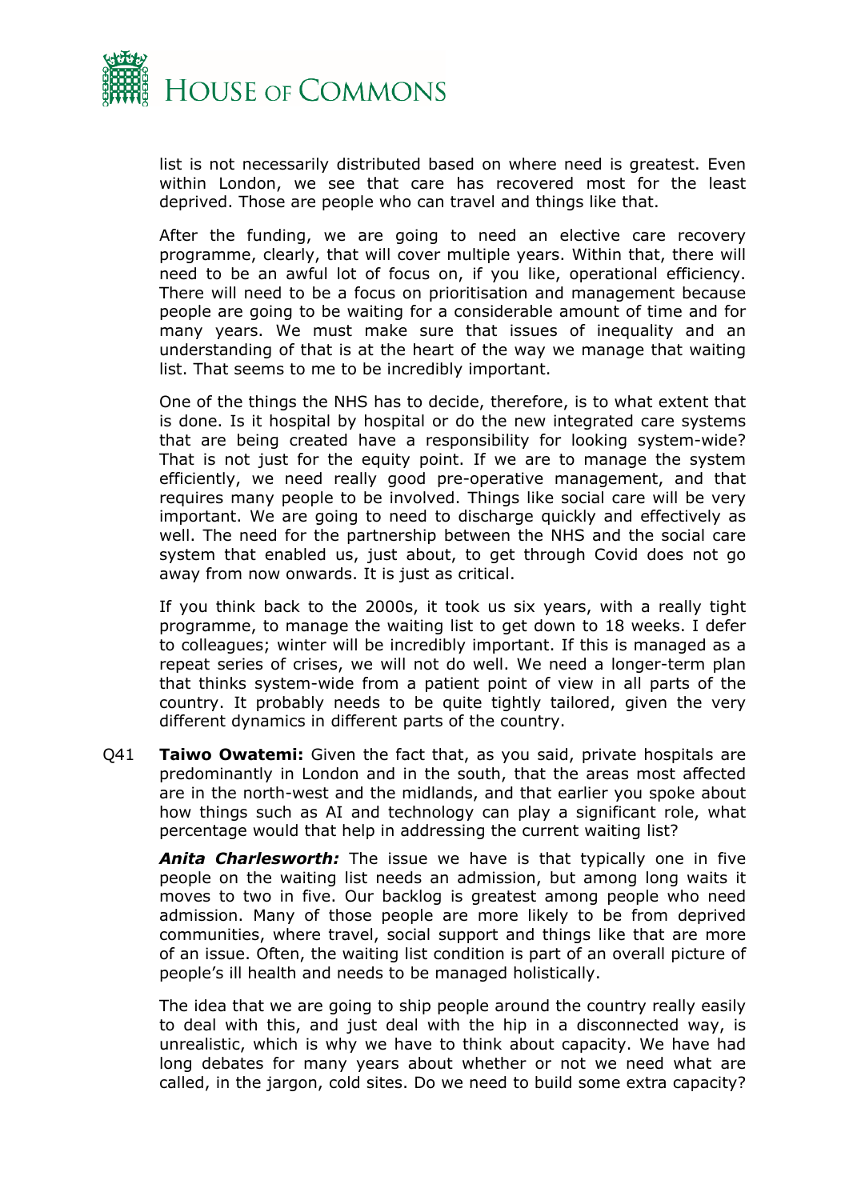list is not necessarily distributed based on where need is greatest. Even within London, we see that care has recovered most for the least deprived. Those are people who can travel and things like that.

After the funding, we are going to need an elective care recovery programme, clearly, that will cover multiple years. Within that, there will need to be an awful lot of focus on, if you like, operational efficiency. There will need to be a focus on prioritisation and management because people are going to be waiting for a considerable amount of time and for many years. We must make sure that issues of inequality and an understanding of that is at the heart of the way we manage that waiting list. That seems to me to be incredibly important.

One of the things the NHS has to decide, therefore, is to what extent that is done. Is it hospital by hospital or do the new integrated care systems that are being created have a responsibility for looking system-wide? That is not just for the equity point. If we are to manage the system efficiently, we need really good pre-operative management, and that requires many people to be involved. Things like social care will be very important. We are going to need to discharge quickly and effectively as well. The need for the partnership between the NHS and the social care system that enabled us, just about, to get through Covid does not go away from now onwards. It is just as critical.

If you think back to the 2000s, it took us six years, with a really tight programme, to manage the waiting list to get down to 18 weeks. I defer to colleagues; winter will be incredibly important. If this is managed as a repeat series of crises, we will not do well. We need a longer-term plan that thinks system-wide from a patient point of view in all parts of the country. It probably needs to be quite tightly tailored, given the very different dynamics in different parts of the country.

Q41 **Taiwo Owatemi:** Given the fact that, as you said, private hospitals are predominantly in London and in the south, that the areas most affected are in the north-west and the midlands, and that earlier you spoke about how things such as AI and technology can play a significant role, what percentage would that help in addressing the current waiting list?

***Anita Charlesworth:*** The issue we have is that typically one in five people on the waiting list needs an admission, but among long waits it moves to two in five. Our backlog is greatest among people who need admission. Many of those people are more likely to be from deprived communities, where travel, social support and things like that are more of an issue. Often, the waiting list condition is part of an overall picture of people's ill health and needs to be managed holistically.

The idea that we are going to ship people around the country really easily to deal with this, and just deal with the hip in a disconnected way, is unrealistic, which is why we have to think about capacity. We have had long debates for many years about whether or not we need what are called, in the jargon, cold sites. Do we need to build some extra capacity?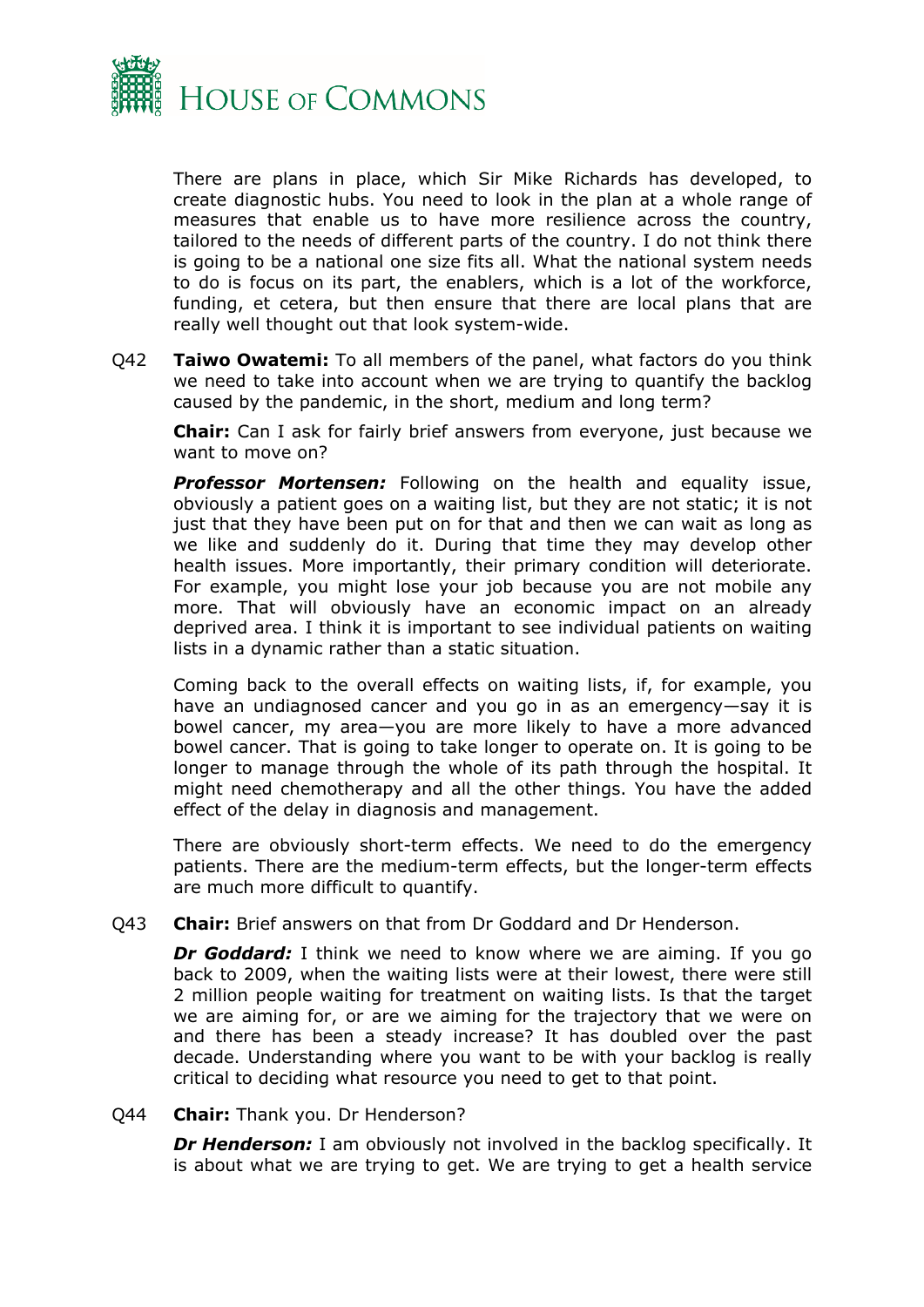There are plans in place, which Sir Mike Richards has developed, to create diagnostic hubs. You need to look in the plan at a whole range of measures that enable us to have more resilience across the country, tailored to the needs of different parts of the country. I do not think there is going to be a national one size fits all. What the national system needs to do is focus on its part, the enablers, which is a lot of the workforce, funding, et cetera, but then ensure that there are local plans that are really well thought out that look system-wide.

Q42 **Taiwo Owatemi:** To all members of the panel, what factors do you think we need to take into account when we are trying to quantify the backlog caused by the pandemic, in the short, medium and long term?

**Chair:** Can I ask for fairly brief answers from everyone, just because we want to move on?

***Professor Mortensen:*** Following on the health and equality issue, obviously a patient goes on a waiting list, but they are not static; it is not just that they have been put on for that and then we can wait as long as we like and suddenly do it. During that time they may develop other health issues. More importantly, their primary condition will deteriorate. For example, you might lose your job because you are not mobile any more. That will obviously have an economic impact on an already deprived area. I think it is important to see individual patients on waiting lists in a dynamic rather than a static situation.

Coming back to the overall effects on waiting lists, if, for example, you have an undiagnosed cancer and you go in as an emergency—say it is bowel cancer, my area—you are more likely to have a more advanced bowel cancer. That is going to take longer to operate on. It is going to be longer to manage through the whole of its path through the hospital. It might need chemotherapy and all the other things. You have the added effect of the delay in diagnosis and management.

There are obviously short-term effects. We need to do the emergency patients. There are the medium-term effects, but the longer-term effects are much more difficult to quantify.

Q43 **Chair:** Brief answers on that from Dr Goddard and Dr Henderson.

***Dr Goddard:*** I think we need to know where we are aiming. If you go back to 2009, when the waiting lists were at their lowest, there were still 2 million people waiting for treatment on waiting lists. Is that the target we are aiming for, or are we aiming for the trajectory that we were on and there has been a steady increase? It has doubled over the past decade. Understanding where you want to be with your backlog is really critical to deciding what resource you need to get to that point.

Q44 **Chair:** Thank you. Dr Henderson?

***Dr Henderson:*** I am obviously not involved in the backlog specifically. It is about what we are trying to get. We are trying to get a health service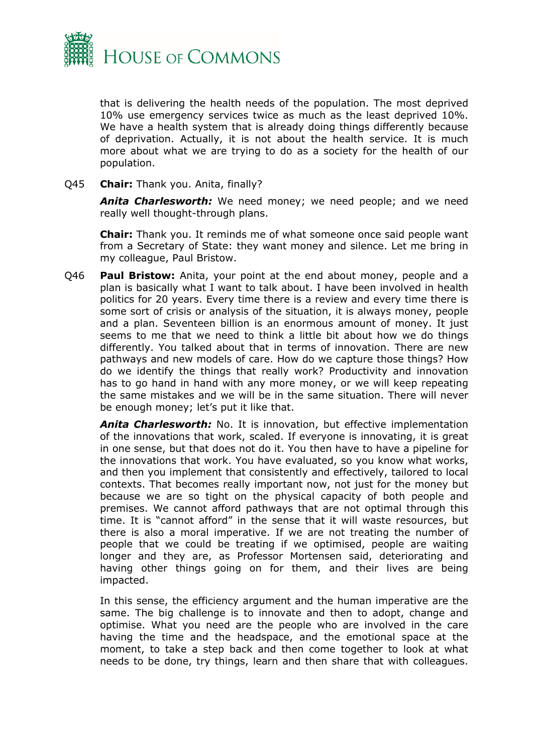that is delivering the health needs of the population. The most deprived 10% use emergency services twice as much as the least deprived 10%. We have a health system that is already doing things differently because of deprivation. Actually, it is not about the health service. It is much more about what we are trying to do as a society for the health of our population.

Q45 **Chair:** Thank you. Anita, finally?

***Anita Charlesworth:*** We need money; we need people; and we need really well thought-through plans.

**Chair:** Thank you. It reminds me of what someone once said people want from a Secretary of State: they want money and silence. Let me bring in my colleague, Paul Bristow.

Q46 **Paul Bristow:** Anita, your point at the end about money, people and a plan is basically what I want to talk about. I have been involved in health politics for 20 years. Every time there is a review and every time there is some sort of crisis or analysis of the situation, it is always money, people and a plan. Seventeen billion is an enormous amount of money. It just seems to me that we need to think a little bit about how we do things differently. You talked about that in terms of innovation. There are new pathways and new models of care. How do we capture those things? How do we identify the things that really work? Productivity and innovation has to go hand in hand with any more money, or we will keep repeating the same mistakes and we will be in the same situation. There will never be enough money; let's put it like that.

***Anita Charlesworth:*** No. It is innovation, but effective implementation of the innovations that work, scaled. If everyone is innovating, it is great in one sense, but that does not do it. You then have to have a pipeline for the innovations that work. You have evaluated, so you know what works, and then you implement that consistently and effectively, tailored to local contexts. That becomes really important now, not just for the money but because we are so tight on the physical capacity of both people and premises. We cannot afford pathways that are not optimal through this time. It is "cannot afford" in the sense that it will waste resources, but there is also a moral imperative. If we are not treating the number of people that we could be treating if we optimised, people are waiting longer and they are, as Professor Mortensen said, deteriorating and having other things going on for them, and their lives are being impacted.

In this sense, the efficiency argument and the human imperative are the same. The big challenge is to innovate and then to adopt, change and optimise. What you need are the people who are involved in the care having the time and the headspace, and the emotional space at the moment, to take a step back and then come together to look at what needs to be done, try things, learn and then share that with colleagues.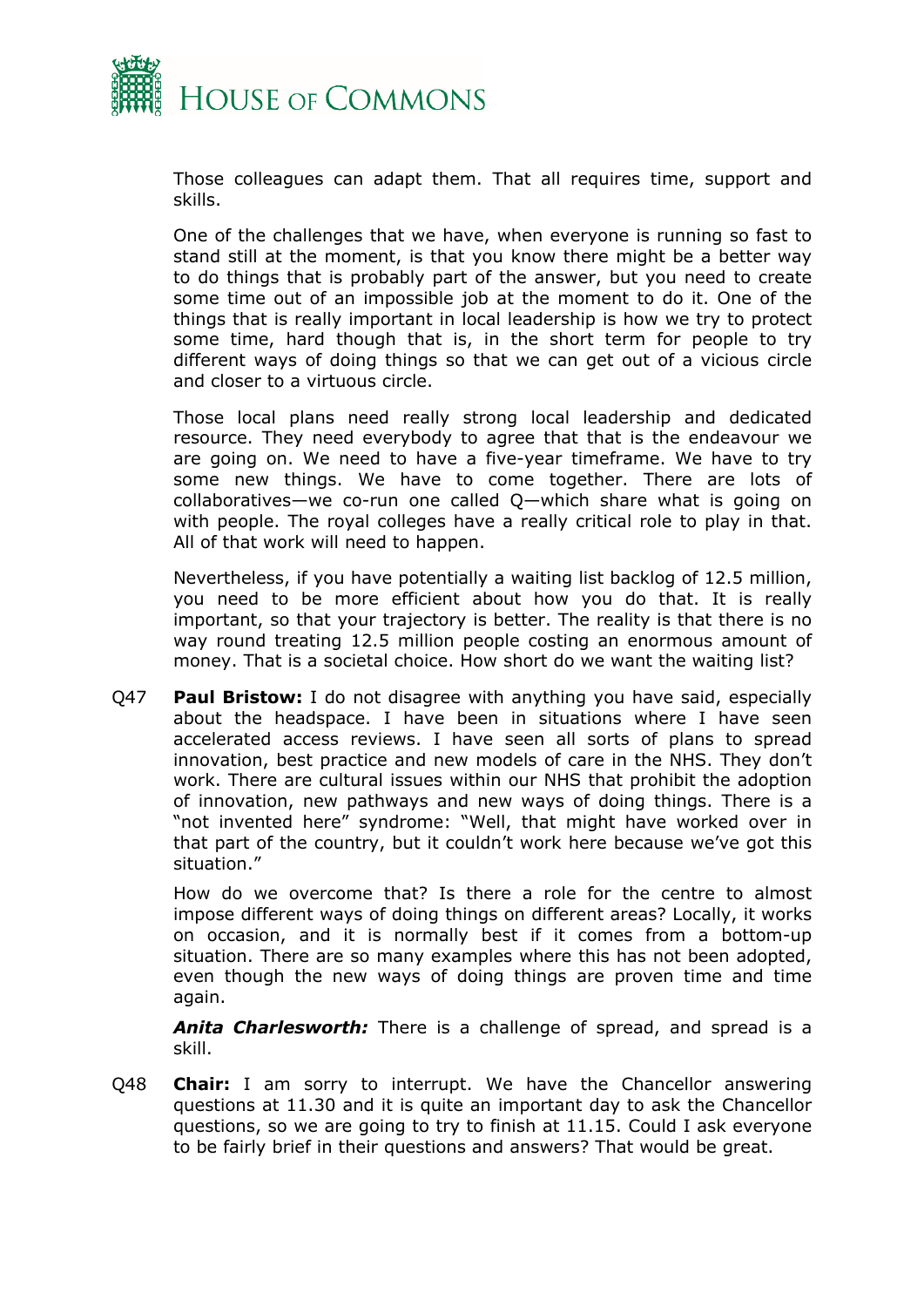Those colleagues can adapt them. That all requires time, support and skills.

One of the challenges that we have, when everyone is running so fast to stand still at the moment, is that you know there might be a better way to do things that is probably part of the answer, but you need to create some time out of an impossible job at the moment to do it. One of the things that is really important in local leadership is how we try to protect some time, hard though that is, in the short term for people to try different ways of doing things so that we can get out of a vicious circle and closer to a virtuous circle.

Those local plans need really strong local leadership and dedicated resource. They need everybody to agree that that is the endeavour we are going on. We need to have a five-year timeframe. We have to try some new things. We have to come together. There are lots of collaboratives—we co-run one called Q—which share what is going on with people. The royal colleges have a really critical role to play in that. All of that work will need to happen.

Nevertheless, if you have potentially a waiting list backlog of 12.5 million, you need to be more efficient about how you do that. It is really important, so that your trajectory is better. The reality is that there is no way round treating 12.5 million people costing an enormous amount of money. That is a societal choice. How short do we want the waiting list?

Q47 **Paul Bristow:** I do not disagree with anything you have said, especially about the headspace. I have been in situations where I have seen accelerated access reviews. I have seen all sorts of plans to spread innovation, best practice and new models of care in the NHS. They don't work. There are cultural issues within our NHS that prohibit the adoption of innovation, new pathways and new ways of doing things. There is a "not invented here" syndrome: "Well, that might have worked over in that part of the country, but it couldn't work here because we've got this situation."

How do we overcome that? Is there a role for the centre to almost impose different ways of doing things on different areas? Locally, it works on occasion, and it is normally best if it comes from a bottom-up situation. There are so many examples where this has not been adopted, even though the new ways of doing things are proven time and time again.

***Anita Charlesworth:*** There is a challenge of spread, and spread is a skill.

Q48 **Chair:** I am sorry to interrupt. We have the Chancellor answering questions at 11.30 and it is quite an important day to ask the Chancellor questions, so we are going to try to finish at 11.15. Could I ask everyone to be fairly brief in their questions and answers? That would be great.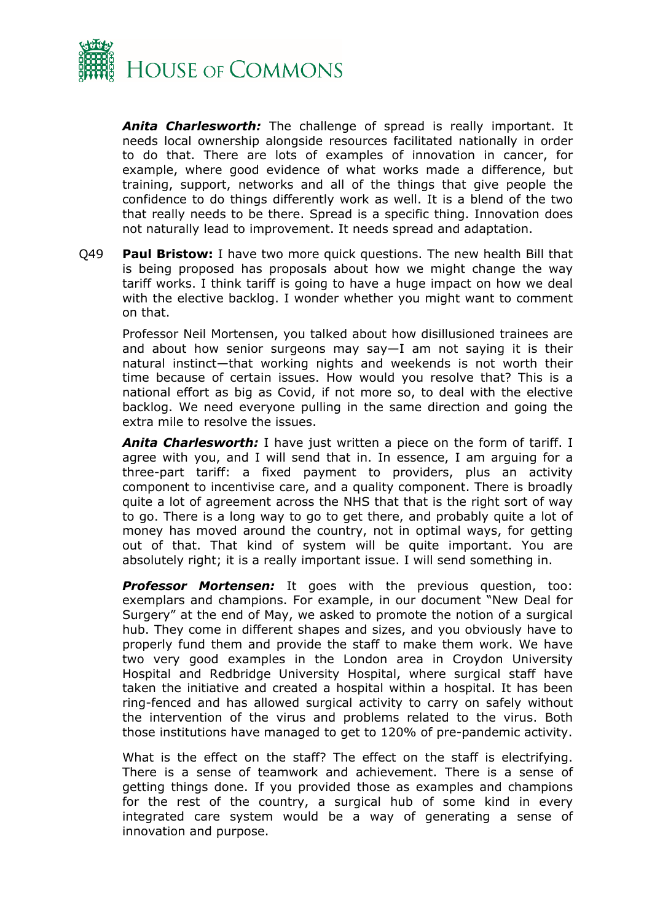***Anita Charlesworth:*** The challenge of spread is really important. It needs local ownership alongside resources facilitated nationally in order to do that. There are lots of examples of innovation in cancer, for example, where good evidence of what works made a difference, but training, support, networks and all of the things that give people the confidence to do things differently work as well. It is a blend of the two that really needs to be there. Spread is a specific thing. Innovation does not naturally lead to improvement. It needs spread and adaptation.

Q49 **Paul Bristow:** I have two more quick questions. The new health Bill that is being proposed has proposals about how we might change the way tariff works. I think tariff is going to have a huge impact on how we deal with the elective backlog. I wonder whether you might want to comment on that.

Professor Neil Mortensen, you talked about how disillusioned trainees are and about how senior surgeons may say—I am not saying it is their natural instinct—that working nights and weekends is not worth their time because of certain issues. How would you resolve that? This is a national effort as big as Covid, if not more so, to deal with the elective backlog. We need everyone pulling in the same direction and going the extra mile to resolve the issues.

***Anita Charlesworth:*** I have just written a piece on the form of tariff. I agree with you, and I will send that in. In essence, I am arguing for a three-part tariff: a fixed payment to providers, plus an activity component to incentivise care, and a quality component. There is broadly quite a lot of agreement across the NHS that that is the right sort of way to go. There is a long way to go to get there, and probably quite a lot of money has moved around the country, not in optimal ways, for getting out of that. That kind of system will be quite important. You are absolutely right; it is a really important issue. I will send something in.

***Professor Mortensen:*** It goes with the previous question, too: exemplars and champions. For example, in our document "New Deal for Surgery" at the end of May, we asked to promote the notion of a surgical hub. They come in different shapes and sizes, and you obviously have to properly fund them and provide the staff to make them work. We have two very good examples in the London area in Croydon University Hospital and Redbridge University Hospital, where surgical staff have taken the initiative and created a hospital within a hospital. It has been ring-fenced and has allowed surgical activity to carry on safely without the intervention of the virus and problems related to the virus. Both those institutions have managed to get to 120% of pre-pandemic activity.

What is the effect on the staff? The effect on the staff is electrifying. There is a sense of teamwork and achievement. There is a sense of getting things done. If you provided those as examples and champions for the rest of the country, a surgical hub of some kind in every integrated care system would be a way of generating a sense of innovation and purpose.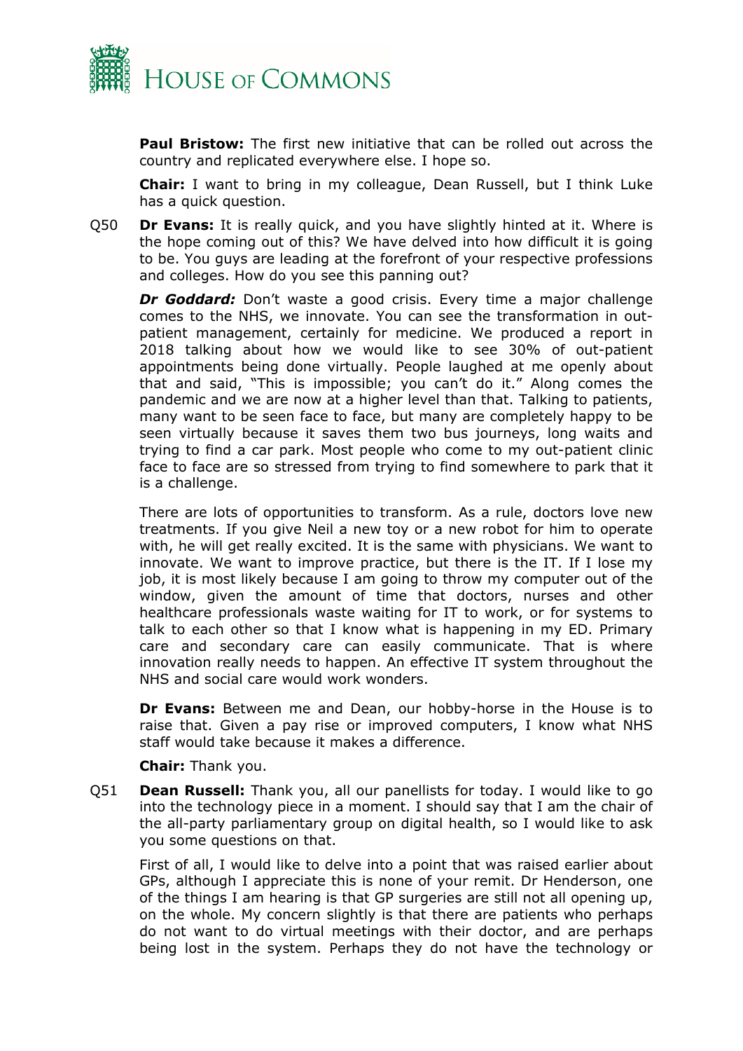**Paul Bristow:** The first new initiative that can be rolled out across the country and replicated everywhere else. I hope so.

**Chair:** I want to bring in my colleague, Dean Russell, but I think Luke has a quick question.

Q50 **Dr Evans:** It is really quick, and you have slightly hinted at it. Where is the hope coming out of this? We have delved into how difficult it is going to be. You guys are leading at the forefront of your respective professions and colleges. How do you see this panning out?

***Dr Goddard:*** Don't waste a good crisis. Every time a major challenge comes to the NHS, we innovate. You can see the transformation in out-patient management, certainly for medicine. We produced a report in 2018 talking about how we would like to see 30% of out-patient appointments being done virtually. People laughed at me openly about that and said, "This is impossible; you can't do it." Along comes the pandemic and we are now at a higher level than that. Talking to patients, many want to be seen face to face, but many are completely happy to be seen virtually because it saves them two bus journeys, long waits and trying to find a car park. Most people who come to my out-patient clinic face to face are so stressed from trying to find somewhere to park that it is a challenge.

There are lots of opportunities to transform. As a rule, doctors love new treatments. If you give Neil a new toy or a new robot for him to operate with, he will get really excited. It is the same with physicians. We want to innovate. We want to improve practice, but there is the IT. If I lose my job, it is most likely because I am going to throw my computer out of the window, given the amount of time that doctors, nurses and other healthcare professionals waste waiting for IT to work, or for systems to talk to each other so that I know what is happening in my ED. Primary care and secondary care can easily communicate. That is where innovation really needs to happen. An effective IT system throughout the NHS and social care would work wonders.

**Dr Evans:** Between me and Dean, our hobby-horse in the House is to raise that. Given a pay rise or improved computers, I know what NHS staff would take because it makes a difference.

**Chair:** Thank you.

Q51 **Dean Russell:** Thank you, all our panellists for today. I would like to go into the technology piece in a moment. I should say that I am the chair of the all-party parliamentary group on digital health, so I would like to ask you some questions on that.

First of all, I would like to delve into a point that was raised earlier about GPs, although I appreciate this is none of your remit. Dr Henderson, one of the things I am hearing is that GP surgeries are still not all opening up, on the whole. My concern slightly is that there are patients who perhaps do not want to do virtual meetings with their doctor, and are perhaps being lost in the system. Perhaps they do not have the technology or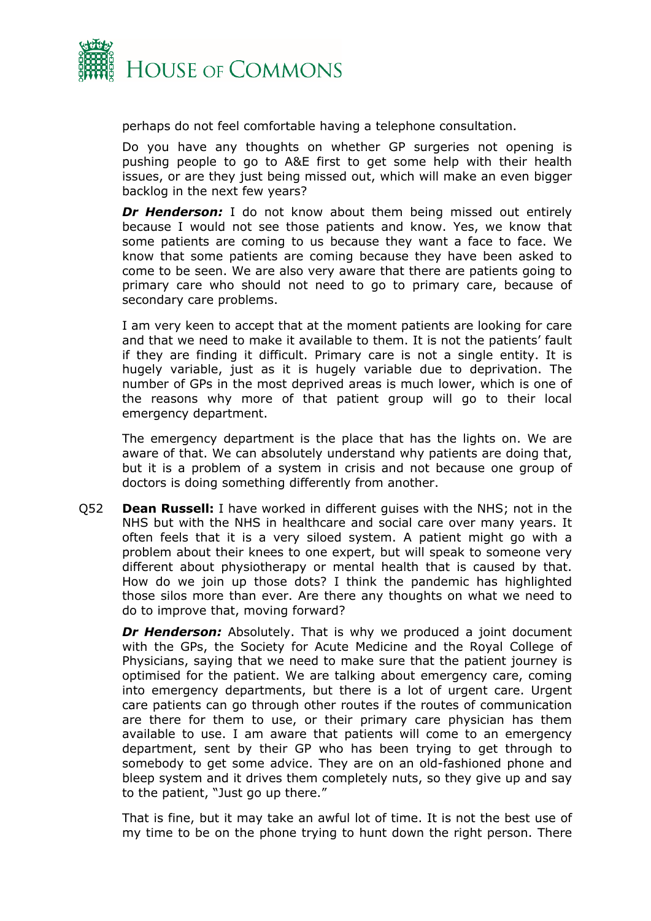perhaps do not feel comfortable having a telephone consultation.

Do you have any thoughts on whether GP surgeries not opening is pushing people to go to A&E first to get some help with their health issues, or are they just being missed out, which will make an even bigger backlog in the next few years?

***Dr Henderson:*** I do not know about them being missed out entirely because I would not see those patients and know. Yes, we know that some patients are coming to us because they want a face to face. We know that some patients are coming because they have been asked to come to be seen. We are also very aware that there are patients going to primary care who should not need to go to primary care, because of secondary care problems.

I am very keen to accept that at the moment patients are looking for care and that we need to make it available to them. It is not the patients' fault if they are finding it difficult. Primary care is not a single entity. It is hugely variable, just as it is hugely variable due to deprivation. The number of GPs in the most deprived areas is much lower, which is one of the reasons why more of that patient group will go to their local emergency department.

The emergency department is the place that has the lights on. We are aware of that. We can absolutely understand why patients are doing that, but it is a problem of a system in crisis and not because one group of doctors is doing something differently from another.

Q52 **Dean Russell:** I have worked in different guises with the NHS; not in the NHS but with the NHS in healthcare and social care over many years. It often feels that it is a very siloed system. A patient might go with a problem about their knees to one expert, but will speak to someone very different about physiotherapy or mental health that is caused by that. How do we join up those dots? I think the pandemic has highlighted those silos more than ever. Are there any thoughts on what we need to do to improve that, moving forward?

***Dr Henderson:*** Absolutely. That is why we produced a joint document with the GPs, the Society for Acute Medicine and the Royal College of Physicians, saying that we need to make sure that the patient journey is optimised for the patient. We are talking about emergency care, coming into emergency departments, but there is a lot of urgent care. Urgent care patients can go through other routes if the routes of communication are there for them to use, or their primary care physician has them available to use. I am aware that patients will come to an emergency department, sent by their GP who has been trying to get through to somebody to get some advice. They are on an old-fashioned phone and bleep system and it drives them completely nuts, so they give up and say to the patient, "Just go up there."

That is fine, but it may take an awful lot of time. It is not the best use of my time to be on the phone trying to hunt down the right person. There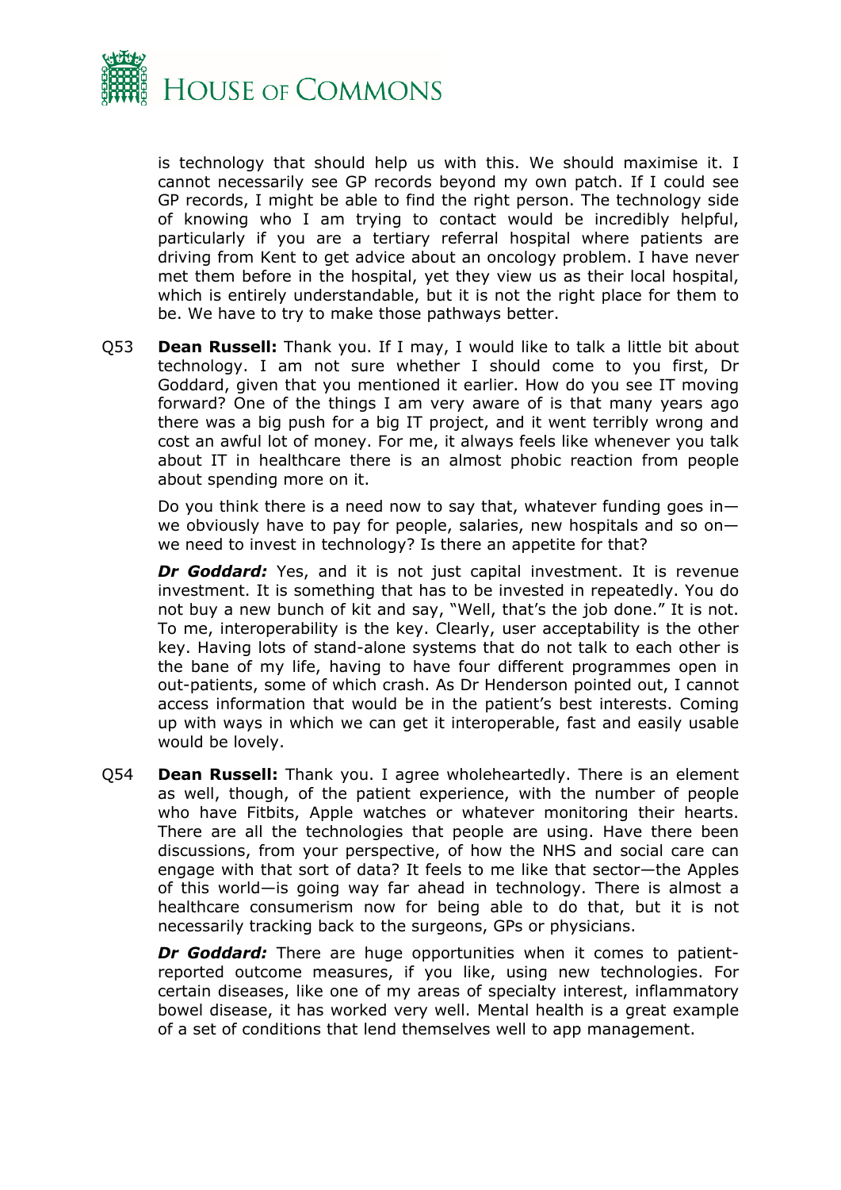is technology that should help us with this. We should maximise it. I cannot necessarily see GP records beyond my own patch. If I could see GP records, I might be able to find the right person. The technology side of knowing who I am trying to contact would be incredibly helpful, particularly if you are a tertiary referral hospital where patients are driving from Kent to get advice about an oncology problem. I have never met them before in the hospital, yet they view us as their local hospital, which is entirely understandable, but it is not the right place for them to be. We have to try to make those pathways better.

Q53 **Dean Russell:** Thank you. If I may, I would like to talk a little bit about technology. I am not sure whether I should come to you first, Dr Goddard, given that you mentioned it earlier. How do you see IT moving forward? One of the things I am very aware of is that many years ago there was a big push for a big IT project, and it went terribly wrong and cost an awful lot of money. For me, it always feels like whenever you talk about IT in healthcare there is an almost phobic reaction from people about spending more on it.

Do you think there is a need now to say that, whatever funding goes in—we obviously have to pay for people, salaries, new hospitals and so on—we need to invest in technology? Is there an appetite for that?

***Dr Goddard:*** Yes, and it is not just capital investment. It is revenue investment. It is something that has to be invested in repeatedly. You do not buy a new bunch of kit and say, "Well, that's the job done." It is not. To me, interoperability is the key. Clearly, user acceptability is the other key. Having lots of stand-alone systems that do not talk to each other is the bane of my life, having to have four different programmes open in out-patients, some of which crash. As Dr Henderson pointed out, I cannot access information that would be in the patient's best interests. Coming up with ways in which we can get it interoperable, fast and easily usable would be lovely.

Q54 **Dean Russell:** Thank you. I agree wholeheartedly. There is an element as well, though, of the patient experience, with the number of people who have Fitbits, Apple watches or whatever monitoring their hearts. There are all the technologies that people are using. Have there been discussions, from your perspective, of how the NHS and social care can engage with that sort of data? It feels to me like that sector—the Apples of this world—is going way far ahead in technology. There is almost a healthcare consumerism now for being able to do that, but it is not necessarily tracking back to the surgeons, GPs or physicians.

***Dr Goddard:*** There are huge opportunities when it comes to patient-reported outcome measures, if you like, using new technologies. For certain diseases, like one of my areas of specialty interest, inflammatory bowel disease, it has worked very well. Mental health is a great example of a set of conditions that lend themselves well to app management.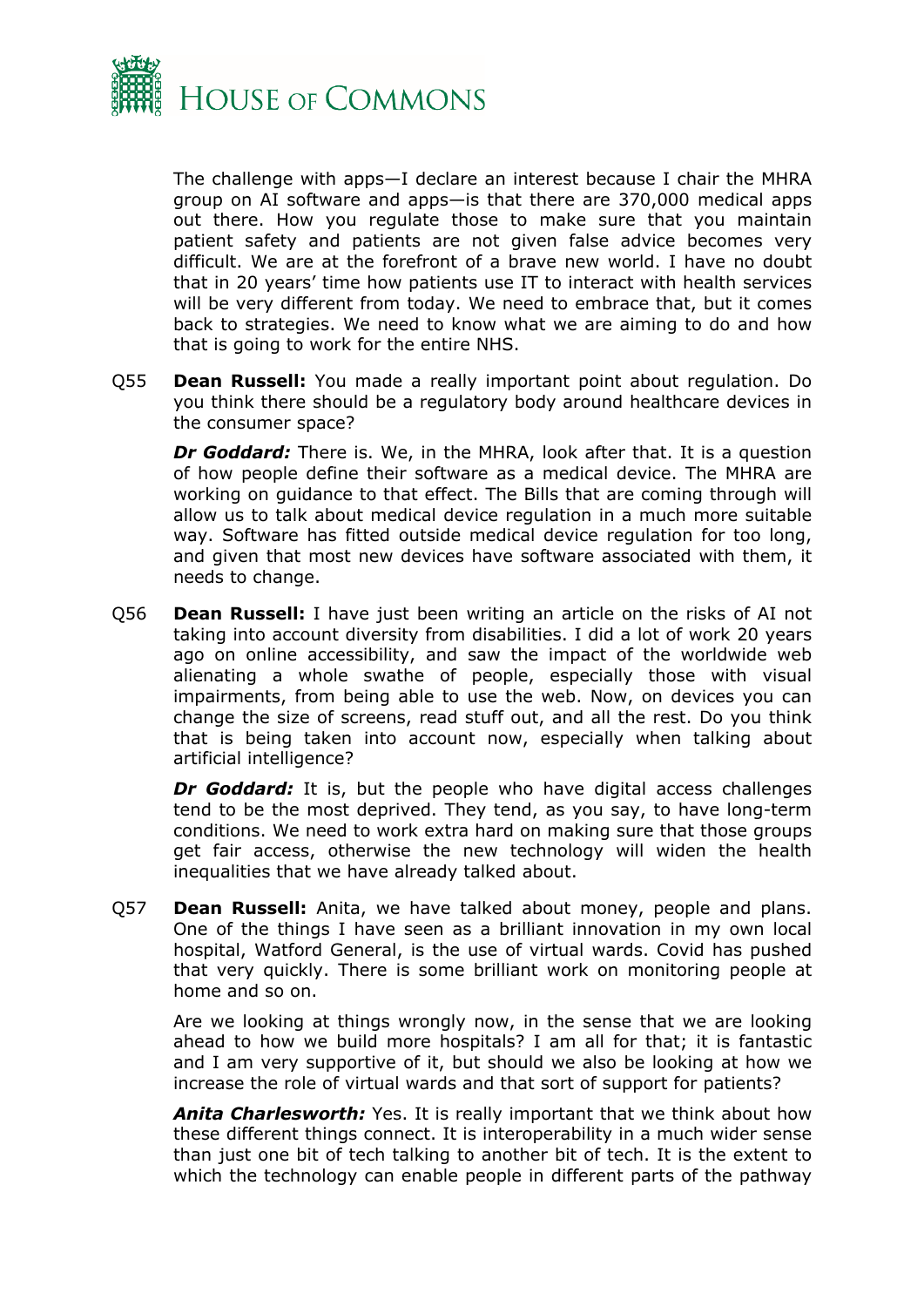The challenge with apps—I declare an interest because I chair the MHRA group on AI software and apps—is that there are 370,000 medical apps out there. How you regulate those to make sure that you maintain patient safety and patients are not given false advice becomes very difficult. We are at the forefront of a brave new world. I have no doubt that in 20 years' time how patients use IT to interact with health services will be very different from today. We need to embrace that, but it comes back to strategies. We need to know what we are aiming to do and how that is going to work for the entire NHS.

Q55 **Dean Russell:** You made a really important point about regulation. Do you think there should be a regulatory body around healthcare devices in the consumer space?

***Dr Goddard:*** There is. We, in the MHRA, look after that. It is a question of how people define their software as a medical device. The MHRA are working on guidance to that effect. The Bills that are coming through will allow us to talk about medical device regulation in a much more suitable way. Software has fitted outside medical device regulation for too long, and given that most new devices have software associated with them, it needs to change.

Q56 **Dean Russell:** I have just been writing an article on the risks of AI not taking into account diversity from disabilities. I did a lot of work 20 years ago on online accessibility, and saw the impact of the worldwide web alienating a whole swathe of people, especially those with visual impairments, from being able to use the web. Now, on devices you can change the size of screens, read stuff out, and all the rest. Do you think that is being taken into account now, especially when talking about artificial intelligence?

***Dr Goddard:*** It is, but the people who have digital access challenges tend to be the most deprived. They tend, as you say, to have long-term conditions. We need to work extra hard on making sure that those groups get fair access, otherwise the new technology will widen the health inequalities that we have already talked about.

Q57 **Dean Russell:** Anita, we have talked about money, people and plans. One of the things I have seen as a brilliant innovation in my own local hospital, Watford General, is the use of virtual wards. Covid has pushed that very quickly. There is some brilliant work on monitoring people at home and so on.

Are we looking at things wrongly now, in the sense that we are looking ahead to how we build more hospitals? I am all for that; it is fantastic and I am very supportive of it, but should we also be looking at how we increase the role of virtual wards and that sort of support for patients?

***Anita Charlesworth:*** Yes. It is really important that we think about how these different things connect. It is interoperability in a much wider sense than just one bit of tech talking to another bit of tech. It is the extent to which the technology can enable people in different parts of the pathway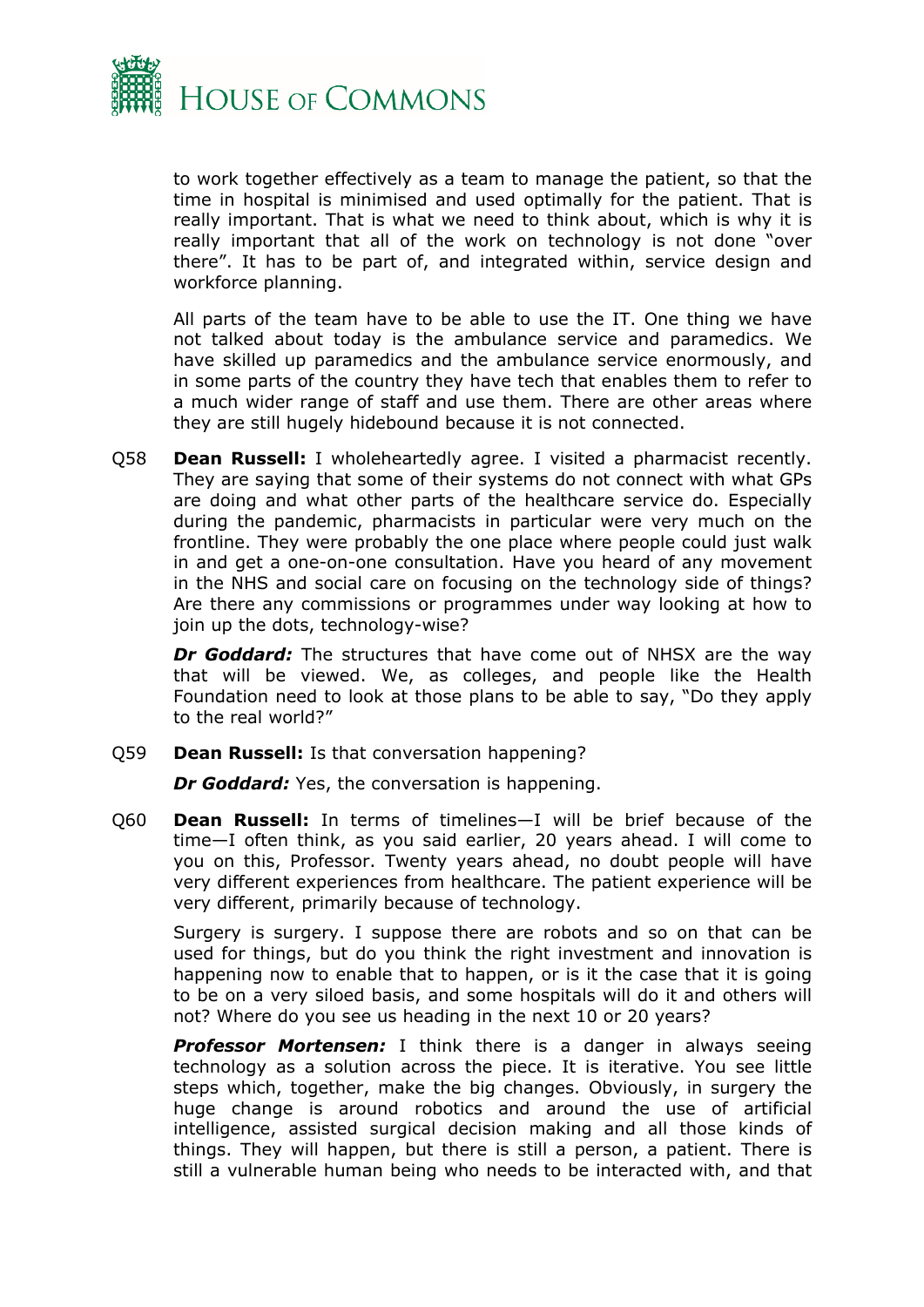to work together effectively as a team to manage the patient, so that the time in hospital is minimised and used optimally for the patient. That is really important. That is what we need to think about, which is why it is really important that all of the work on technology is not done "over there". It has to be part of, and integrated within, service design and workforce planning.

All parts of the team have to be able to use the IT. One thing we have not talked about today is the ambulance service and paramedics. We have skilled up paramedics and the ambulance service enormously, and in some parts of the country they have tech that enables them to refer to a much wider range of staff and use them. There are other areas where they are still hugely hidebound because it is not connected.

Q58 **Dean Russell:** I wholeheartedly agree. I visited a pharmacist recently. They are saying that some of their systems do not connect with what GPs are doing and what other parts of the healthcare service do. Especially during the pandemic, pharmacists in particular were very much on the frontline. They were probably the one place where people could just walk in and get a one-on-one consultation. Have you heard of any movement in the NHS and social care on focusing on the technology side of things? Are there any commissions or programmes under way looking at how to join up the dots, technology-wise?

***Dr Goddard:*** The structures that have come out of NHSX are the way that will be viewed. We, as colleges, and people like the Health Foundation need to look at those plans to be able to say, "Do they apply to the real world?"

Q59 **Dean Russell:** Is that conversation happening?

***Dr Goddard:*** Yes, the conversation is happening.

Q60 **Dean Russell:** In terms of timelines—I will be brief because of the time—I often think, as you said earlier, 20 years ahead. I will come to you on this, Professor. Twenty years ahead, no doubt people will have very different experiences from healthcare. The patient experience will be very different, primarily because of technology.

Surgery is surgery. I suppose there are robots and so on that can be used for things, but do you think the right investment and innovation is happening now to enable that to happen, or is it the case that it is going to be on a very siloed basis, and some hospitals will do it and others will not? Where do you see us heading in the next 10 or 20 years?

***Professor Mortensen:*** I think there is a danger in always seeing technology as a solution across the piece. It is iterative. You see little steps which, together, make the big changes. Obviously, in surgery the huge change is around robotics and around the use of artificial intelligence, assisted surgical decision making and all those kinds of things. They will happen, but there is still a person, a patient. There is still a vulnerable human being who needs to be interacted with, and that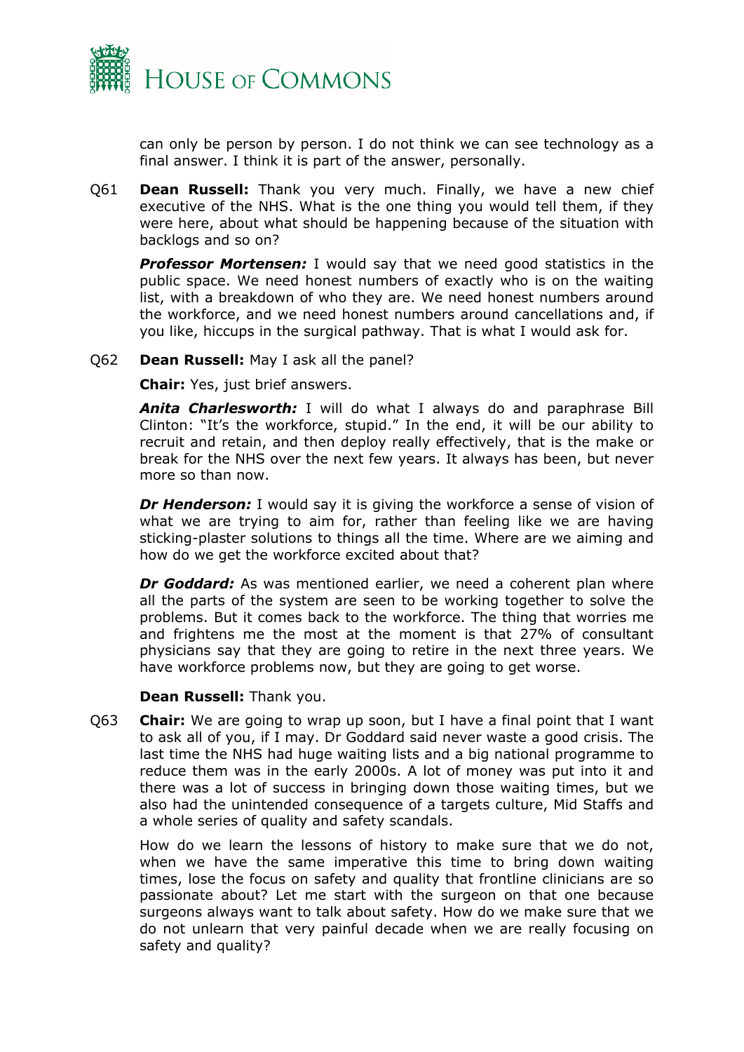can only be person by person. I do not think we can see technology as a final answer. I think it is part of the answer, personally.

Q61 **Dean Russell:** Thank you very much. Finally, we have a new chief executive of the NHS. What is the one thing you would tell them, if they were here, about what should be happening because of the situation with backlogs and so on?

***Professor Mortensen:*** I would say that we need good statistics in the public space. We need honest numbers of exactly who is on the waiting list, with a breakdown of who they are. We need honest numbers around the workforce, and we need honest numbers around cancellations and, if you like, hiccups in the surgical pathway. That is what I would ask for.

Q62 **Dean Russell:** May I ask all the panel?

**Chair:** Yes, just brief answers.

***Anita Charlesworth:*** I will do what I always do and paraphrase Bill Clinton: "It's the workforce, stupid." In the end, it will be our ability to recruit and retain, and then deploy really effectively, that is the make or break for the NHS over the next few years. It always has been, but never more so than now.

***Dr Henderson:*** I would say it is giving the workforce a sense of vision of what we are trying to aim for, rather than feeling like we are having sticking-plaster solutions to things all the time. Where are we aiming and how do we get the workforce excited about that?

***Dr Goddard:*** As was mentioned earlier, we need a coherent plan where all the parts of the system are seen to be working together to solve the problems. But it comes back to the workforce. The thing that worries me and frightens me the most at the moment is that 27% of consultant physicians say that they are going to retire in the next three years. We have workforce problems now, but they are going to get worse.

**Dean Russell:** Thank you.

Q63 **Chair:** We are going to wrap up soon, but I have a final point that I want to ask all of you, if I may. Dr Goddard said never waste a good crisis. The last time the NHS had huge waiting lists and a big national programme to reduce them was in the early 2000s. A lot of money was put into it and there was a lot of success in bringing down those waiting times, but we also had the unintended consequence of a targets culture, Mid Staffs and a whole series of quality and safety scandals.

How do we learn the lessons of history to make sure that we do not, when we have the same imperative this time to bring down waiting times, lose the focus on safety and quality that frontline clinicians are so passionate about? Let me start with the surgeon on that one because surgeons always want to talk about safety. How do we make sure that we do not unlearn that very painful decade when we are really focusing on safety and quality?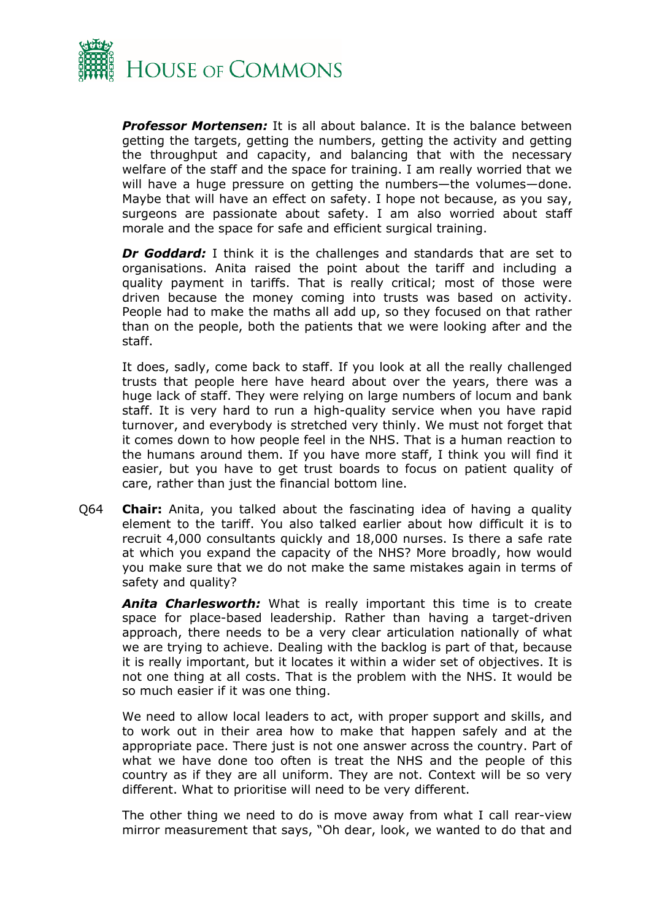***Professor Mortensen:*** It is all about balance. It is the balance between getting the targets, getting the numbers, getting the activity and getting the throughput and capacity, and balancing that with the necessary welfare of the staff and the space for training. I am really worried that we will have a huge pressure on getting the numbers—the volumes—done. Maybe that will have an effect on safety. I hope not because, as you say, surgeons are passionate about safety. I am also worried about staff morale and the space for safe and efficient surgical training.

***Dr Goddard:*** I think it is the challenges and standards that are set to organisations. Anita raised the point about the tariff and including a quality payment in tariffs. That is really critical; most of those were driven because the money coming into trusts was based on activity. People had to make the maths all add up, so they focused on that rather than on the people, both the patients that we were looking after and the staff.

It does, sadly, come back to staff. If you look at all the really challenged trusts that people here have heard about over the years, there was a huge lack of staff. They were relying on large numbers of locum and bank staff. It is very hard to run a high-quality service when you have rapid turnover, and everybody is stretched very thinly. We must not forget that it comes down to how people feel in the NHS. That is a human reaction to the humans around them. If you have more staff, I think you will find it easier, but you have to get trust boards to focus on patient quality of care, rather than just the financial bottom line.

Q64 **Chair:** Anita, you talked about the fascinating idea of having a quality element to the tariff. You also talked earlier about how difficult it is to recruit 4,000 consultants quickly and 18,000 nurses. Is there a safe rate at which you expand the capacity of the NHS? More broadly, how would you make sure that we do not make the same mistakes again in terms of safety and quality?

***Anita Charlesworth:*** What is really important this time is to create space for place-based leadership. Rather than having a target-driven approach, there needs to be a very clear articulation nationally of what we are trying to achieve. Dealing with the backlog is part of that, because it is really important, but it locates it within a wider set of objectives. It is not one thing at all costs. That is the problem with the NHS. It would be so much easier if it was one thing.

We need to allow local leaders to act, with proper support and skills, and to work out in their area how to make that happen safely and at the appropriate pace. There just is not one answer across the country. Part of what we have done too often is treat the NHS and the people of this country as if they are all uniform. They are not. Context will be so very different. What to prioritise will need to be very different.

The other thing we need to do is move away from what I call rear-view mirror measurement that says, "Oh dear, look, we wanted to do that and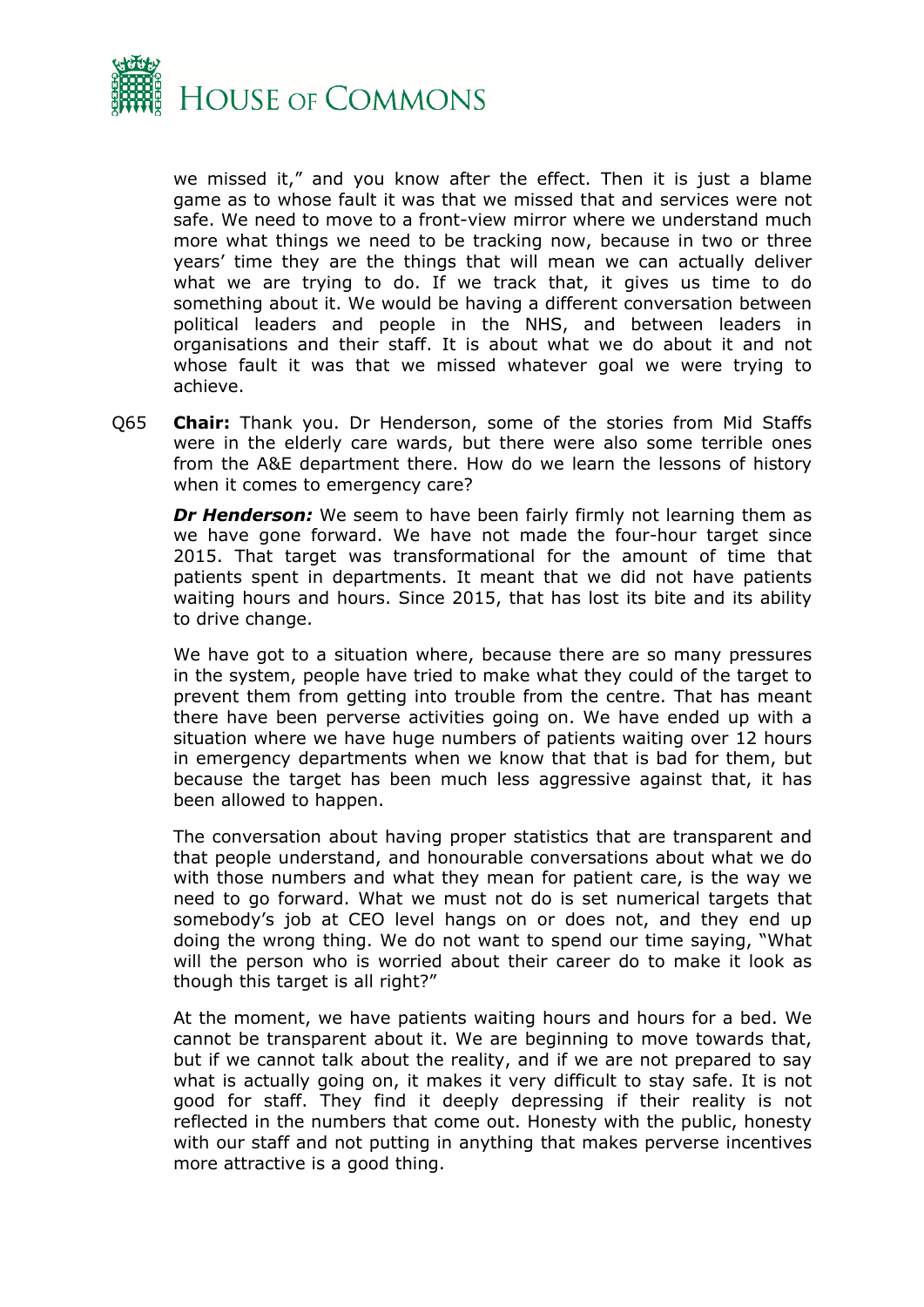we missed it," and you know after the effect. Then it is just a blame game as to whose fault it was that we missed that and services were not safe. We need to move to a front-view mirror where we understand much more what things we need to be tracking now, because in two or three years' time they are the things that will mean we can actually deliver what we are trying to do. If we track that, it gives us time to do something about it. We would be having a different conversation between political leaders and people in the NHS, and between leaders in organisations and their staff. It is about what we do about it and not whose fault it was that we missed whatever goal we were trying to achieve.

Q65 **Chair:** Thank you. Dr Henderson, some of the stories from Mid Staffs were in the elderly care wards, but there were also some terrible ones from the A&E department there. How do we learn the lessons of history when it comes to emergency care?

***Dr Henderson:*** We seem to have been fairly firmly not learning them as we have gone forward. We have not made the four-hour target since 2015. That target was transformational for the amount of time that patients spent in departments. It meant that we did not have patients waiting hours and hours. Since 2015, that has lost its bite and its ability to drive change.

We have got to a situation where, because there are so many pressures in the system, people have tried to make what they could of the target to prevent them from getting into trouble from the centre. That has meant there have been perverse activities going on. We have ended up with a situation where we have huge numbers of patients waiting over 12 hours in emergency departments when we know that that is bad for them, but because the target has been much less aggressive against that, it has been allowed to happen.

The conversation about having proper statistics that are transparent and that people understand, and honourable conversations about what we do with those numbers and what they mean for patient care, is the way we need to go forward. What we must not do is set numerical targets that somebody's job at CEO level hangs on or does not, and they end up doing the wrong thing. We do not want to spend our time saying, "What will the person who is worried about their career do to make it look as though this target is all right?"

At the moment, we have patients waiting hours and hours for a bed. We cannot be transparent about it. We are beginning to move towards that, but if we cannot talk about the reality, and if we are not prepared to say what is actually going on, it makes it very difficult to stay safe. It is not good for staff. They find it deeply depressing if their reality is not reflected in the numbers that come out. Honesty with the public, honesty with our staff and not putting in anything that makes perverse incentives more attractive is a good thing.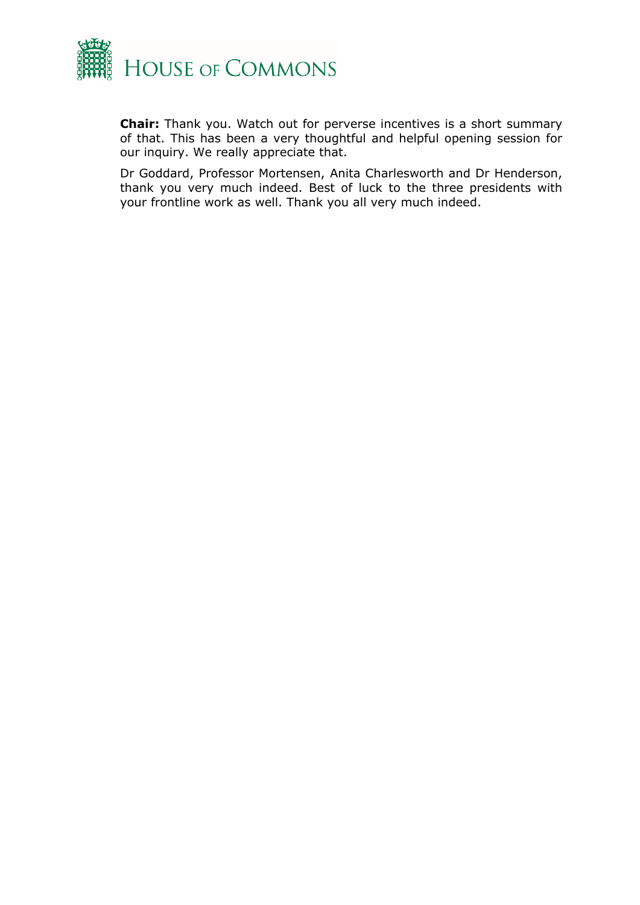**Chair:** Thank you. Watch out for perverse incentives is a short summary of that. This has been a very thoughtful and helpful opening session for our inquiry. We really appreciate that.

Dr Goddard, Professor Mortensen, Anita Charlesworth and Dr Henderson, thank you very much indeed. Best of luck to the three presidents with your frontline work as well. Thank you all very much indeed.